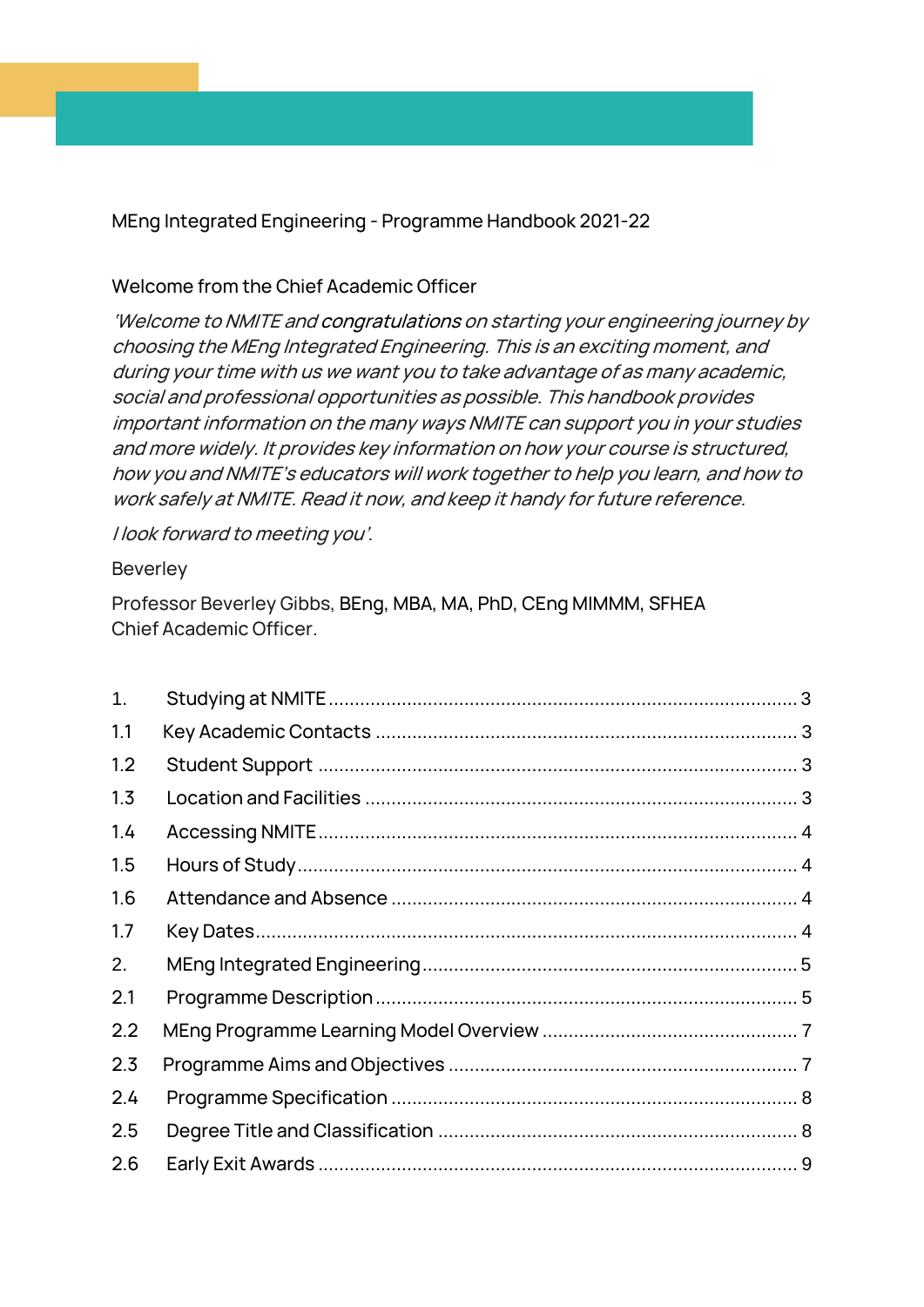# MEng Integrated Engineering - Programme Handbook 2021-22

## Welcome from the Chief Academic Officer

*'Welcome to NMITE and **congratulations** on starting your engineering journey by choosing the MEng Integrated Engineering. This is an exciting moment, and during your time with us we want you to take advantage of as many academic, social and professional opportunities as possible. This handbook provides important information on the many ways NMITE can support you in your studies and more widely. It provides key information on how your course is structured, how you and NMITE's educators will work together to help you learn, and how to work safely at NMITE. Read it now, and keep it handy for future reference.*

*I look forward to meeting you'.*

Beverley

Professor Beverley Gibbs, BEng, MBA, MA, PhD, CEng MIMMM, SFHEA
Chief Academic Officer.

| | | |
|---|---|---|
| 1. | Studying at NMITE | 3 |
| 1.1 | Key Academic Contacts | 3 |
| 1.2 | Student Support | 3 |
| 1.3 | Location and Facilities | 3 |
| 1.4 | Accessing NMITE | 4 |
| 1.5 | Hours of Study | 4 |
| 1.6 | Attendance and Absence | 4 |
| 1.7 | Key Dates | 4 |
| 2. | MEng Integrated Engineering | 5 |
| 2.1 | Programme Description | 5 |
| 2.2 | MEng Programme Learning Model Overview | 7 |
| 2.3 | Programme Aims and Objectives | 7 |
| 2.4 | Programme Specification | 8 |
| 2.5 | Degree Title and Classification | 8 |
| 2.6 | Early Exit Awards | 9 |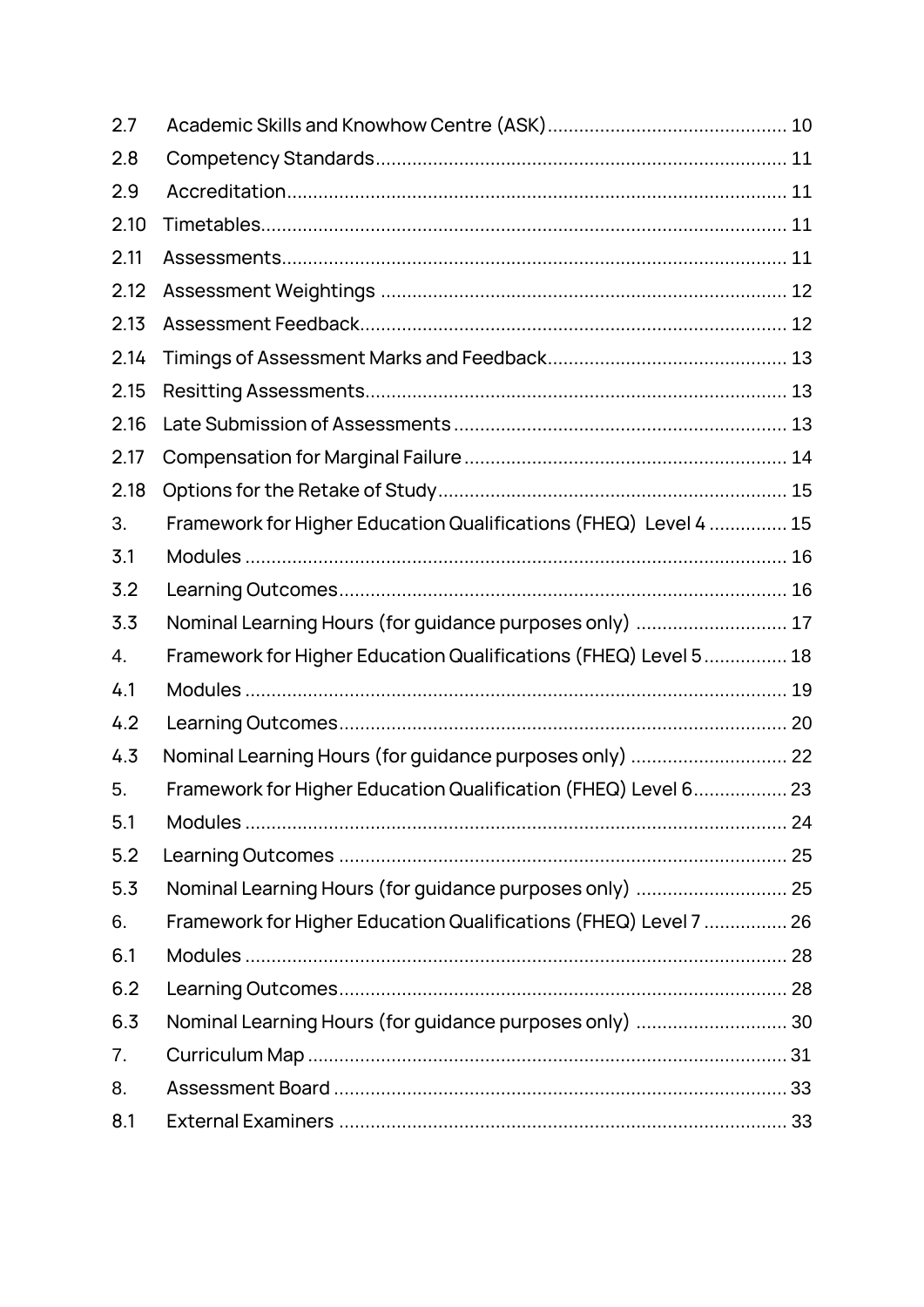| | | |
|---|---|---|
| 2.7 | Academic Skills and Knowhow Centre (ASK) | 10 |
| 2.8 | Competency Standards | 11 |
| 2.9 | Accreditation | 11 |
| 2.10 | Timetables | 11 |
| 2.11 | Assessments | 11 |
| 2.12 | Assessment Weightings | 12 |
| 2.13 | Assessment Feedback | 12 |
| 2.14 | Timings of Assessment Marks and Feedback | 13 |
| 2.15 | Resitting Assessments | 13 |
| 2.16 | Late Submission of Assessments | 13 |
| 2.17 | Compensation for Marginal Failure | 14 |
| 2.18 | Options for the Retake of Study | 15 |
| 3. | Framework for Higher Education Qualifications (FHEQ) Level 4 | 15 |
| 3.1 | Modules | 16 |
| 3.2 | Learning Outcomes | 16 |
| 3.3 | Nominal Learning Hours (for guidance purposes only) | 17 |
| 4. | Framework for Higher Education Qualifications (FHEQ) Level 5 | 18 |
| 4.1 | Modules | 19 |
| 4.2 | Learning Outcomes | 20 |
| 4.3 | Nominal Learning Hours (for guidance purposes only) | 22 |
| 5. | Framework for Higher Education Qualification (FHEQ) Level 6 | 23 |
| 5.1 | Modules | 24 |
| 5.2 | Learning Outcomes | 25 |
| 5.3 | Nominal Learning Hours (for guidance purposes only) | 25 |
| 6. | Framework for Higher Education Qualifications (FHEQ) Level 7 | 26 |
| 6.1 | Modules | 28 |
| 6.2 | Learning Outcomes | 28 |
| 6.3 | Nominal Learning Hours (for guidance purposes only) | 30 |
| 7. | Curriculum Map | 31 |
| 8. | Assessment Board | 33 |
| 8.1 | External Examiners | 33 |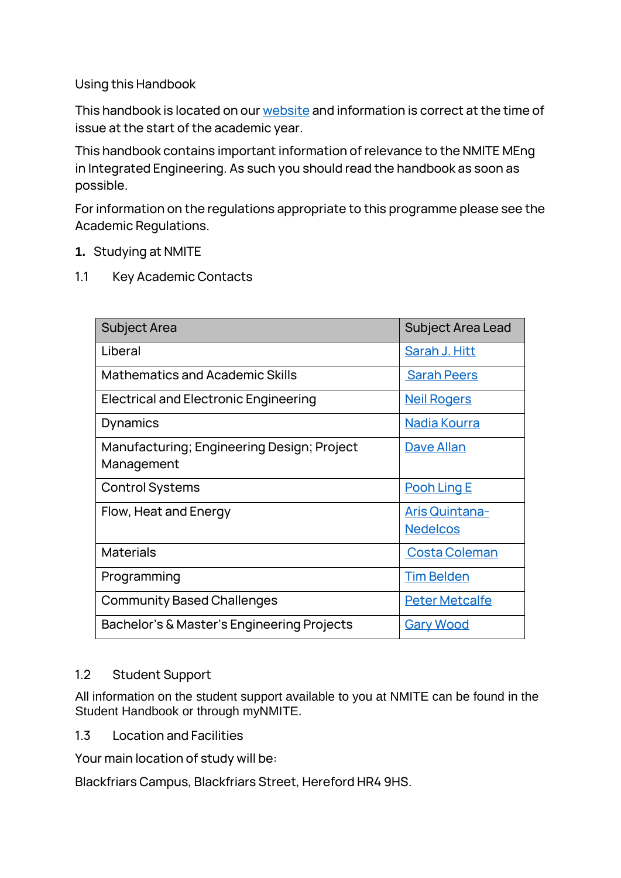## Using this Handbook

This handbook is located on our website and information is correct at the time of issue at the start of the academic year.

This handbook contains important information of relevance to the NMITE MEng in Integrated Engineering. As such you should read the handbook as soon as possible.

For information on the regulations appropriate to this programme please see the Academic Regulations.

# 1. Studying at NMITE

## 1.1 Key Academic Contacts

| Subject Area | Subject Area Lead |
|---|---|
| Liberal | Sarah J. Hitt |
| Mathematics and Academic Skills | Sarah Peers |
| Electrical and Electronic Engineering | Neil Rogers |
| Dynamics | Nadia Kourra |
| Manufacturing; Engineering Design; Project Management | Dave Allan |
| Control Systems | Pooh Ling E |
| Flow, Heat and Energy | Aris Quintana-Nedelcos |
| Materials | Costa Coleman |
| Programming | Tim Belden |
| Community Based Challenges | Peter Metcalfe |
| Bachelor's & Master's Engineering Projects | Gary Wood |

## 1.2 Student Support

All information on the student support available to you at NMITE can be found in the Student Handbook or through myNMITE.

## 1.3 Location and Facilities

Your main location of study will be:

Blackfriars Campus, Blackfriars Street, Hereford HR4 9HS.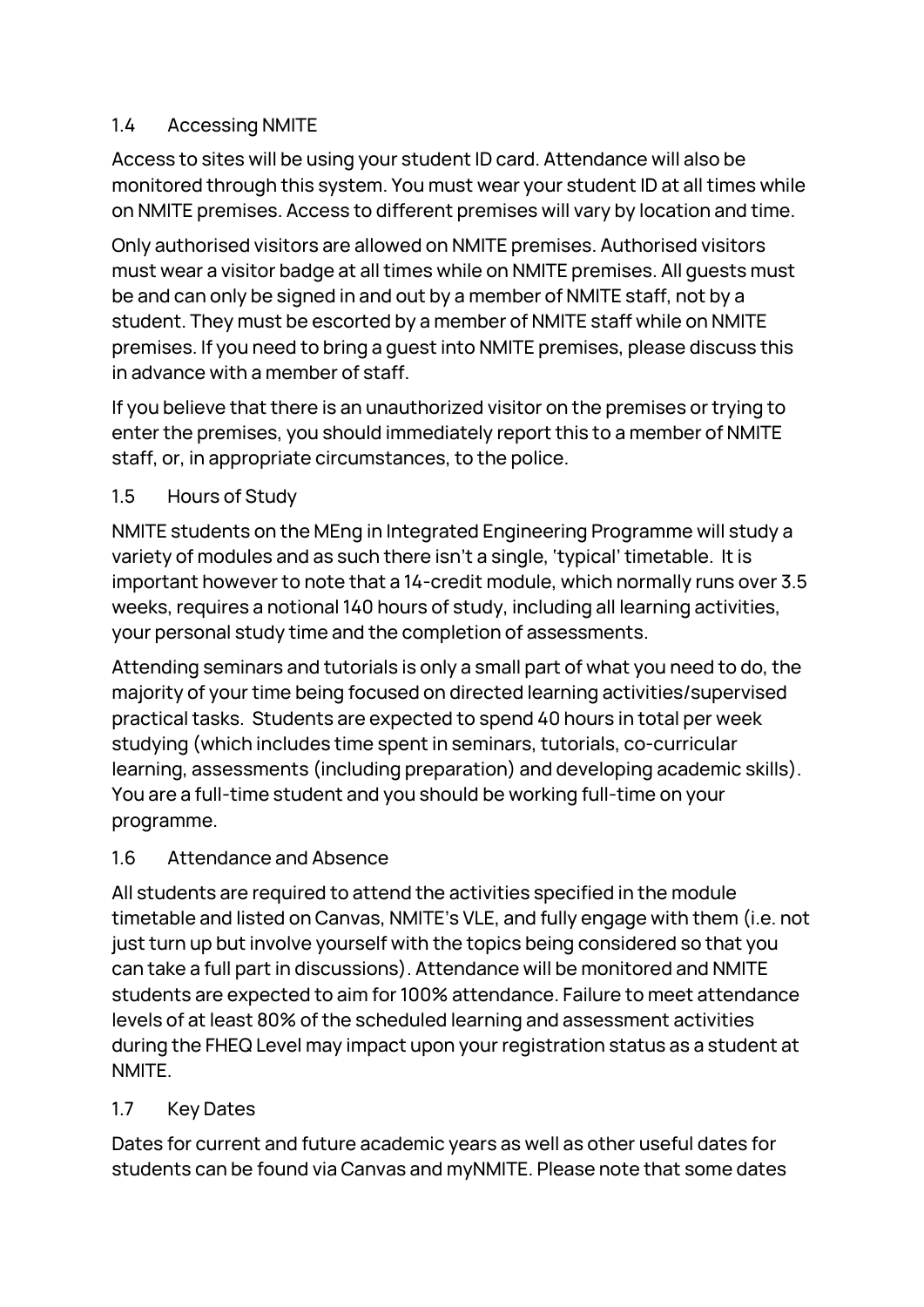### 1.4 Accessing NMITE

Access to sites will be using your student ID card. Attendance will also be monitored through this system. You must wear your student ID at all times while on NMITE premises. Access to different premises will vary by location and time.

Only authorised visitors are allowed on NMITE premises. Authorised visitors must wear a visitor badge at all times while on NMITE premises. All guests must be and can only be signed in and out by a member of NMITE staff, not by a student. They must be escorted by a member of NMITE staff while on NMITE premises. If you need to bring a guest into NMITE premises, please discuss this in advance with a member of staff.

If you believe that there is an unauthorized visitor on the premises or trying to enter the premises, you should immediately report this to a member of NMITE staff, or, in appropriate circumstances, to the police.

### 1.5 Hours of Study

NMITE students on the MEng in Integrated Engineering Programme will study a variety of modules and as such there isn't a single, 'typical' timetable. It is important however to note that a 14-credit module, which normally runs over 3.5 weeks, requires a notional 140 hours of study, including all learning activities, your personal study time and the completion of assessments.

Attending seminars and tutorials is only a small part of what you need to do, the majority of your time being focused on directed learning activities/supervised practical tasks. Students are expected to spend 40 hours in total per week studying (which includes time spent in seminars, tutorials, co-curricular learning, assessments (including preparation) and developing academic skills). You are a full-time student and you should be working full-time on your programme.

### 1.6 Attendance and Absence

All students are required to attend the activities specified in the module timetable and listed on Canvas, NMITE's VLE, and fully engage with them (i.e. not just turn up but involve yourself with the topics being considered so that you can take a full part in discussions). Attendance will be monitored and NMITE students are expected to aim for 100% attendance. Failure to meet attendance levels of at least 80% of the scheduled learning and assessment activities during the FHEQ Level may impact upon your registration status as a student at NMITE.

### 1.7 Key Dates

Dates for current and future academic years as well as other useful dates for students can be found via Canvas and myNMITE. Please note that some dates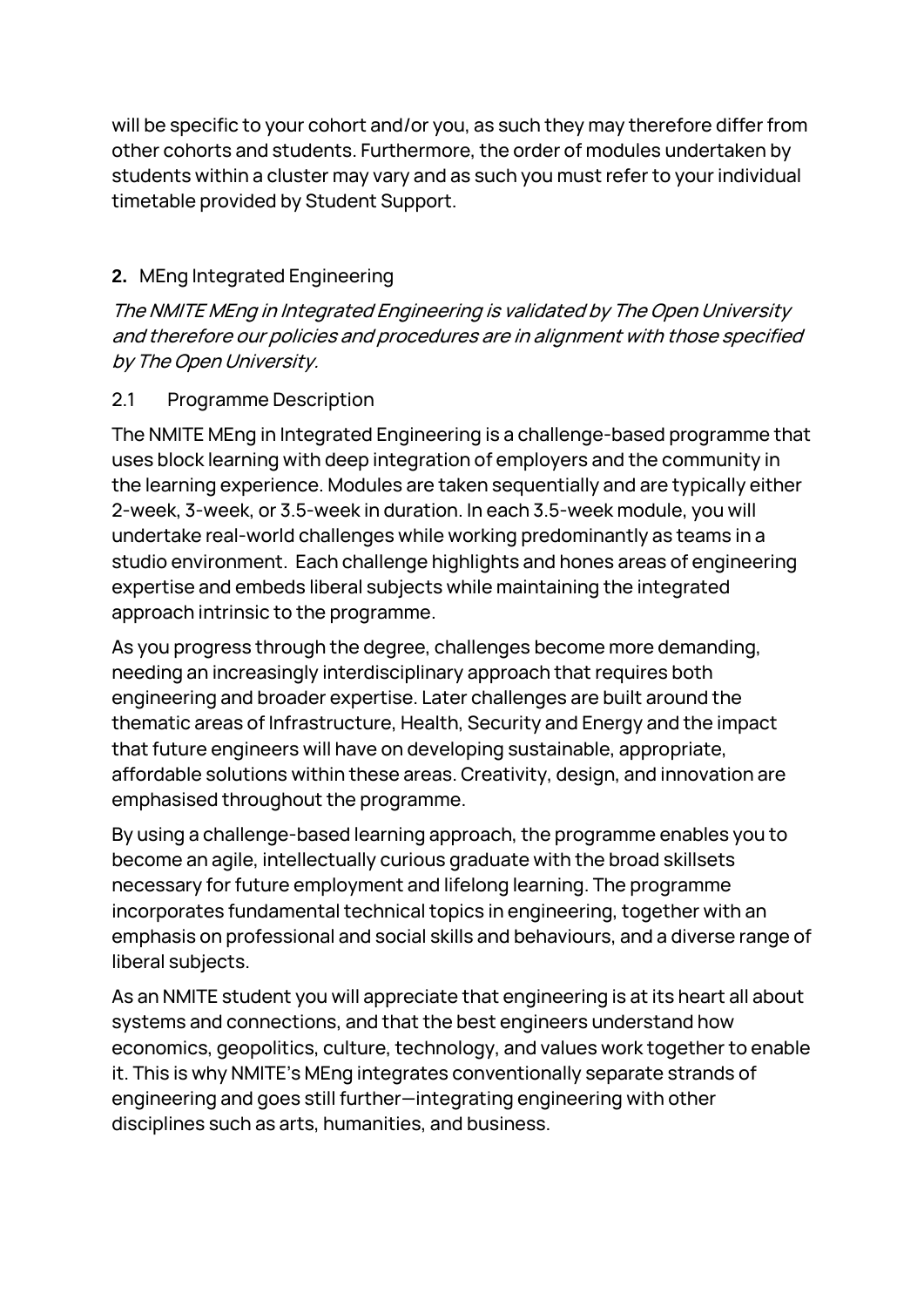will be specific to your cohort and/or you, as such they may therefore differ from other cohorts and students. Furthermore, the order of modules undertaken by students within a cluster may vary and as such you must refer to your individual timetable provided by Student Support.

## **2.** MEng Integrated Engineering

*The NMITE MEng in Integrated Engineering is validated by The Open University and therefore our policies and procedures are in alignment with those specified by The Open University.*

### 2.1 Programme Description

The NMITE MEng in Integrated Engineering is a challenge-based programme that uses block learning with deep integration of employers and the community in the learning experience. Modules are taken sequentially and are typically either 2-week, 3-week, or 3.5-week in duration. In each 3.5-week module, you will undertake real-world challenges while working predominantly as teams in a studio environment. Each challenge highlights and hones areas of engineering expertise and embeds liberal subjects while maintaining the integrated approach intrinsic to the programme.

As you progress through the degree, challenges become more demanding, needing an increasingly interdisciplinary approach that requires both engineering and broader expertise. Later challenges are built around the thematic areas of Infrastructure, Health, Security and Energy and the impact that future engineers will have on developing sustainable, appropriate, affordable solutions within these areas. Creativity, design, and innovation are emphasised throughout the programme.

By using a challenge-based learning approach, the programme enables you to become an agile, intellectually curious graduate with the broad skillsets necessary for future employment and lifelong learning. The programme incorporates fundamental technical topics in engineering, together with an emphasis on professional and social skills and behaviours, and a diverse range of liberal subjects.

As an NMITE student you will appreciate that engineering is at its heart all about systems and connections, and that the best engineers understand how economics, geopolitics, culture, technology, and values work together to enable it. This is why NMITE's MEng integrates conventionally separate strands of engineering and goes still further—integrating engineering with other disciplines such as arts, humanities, and business.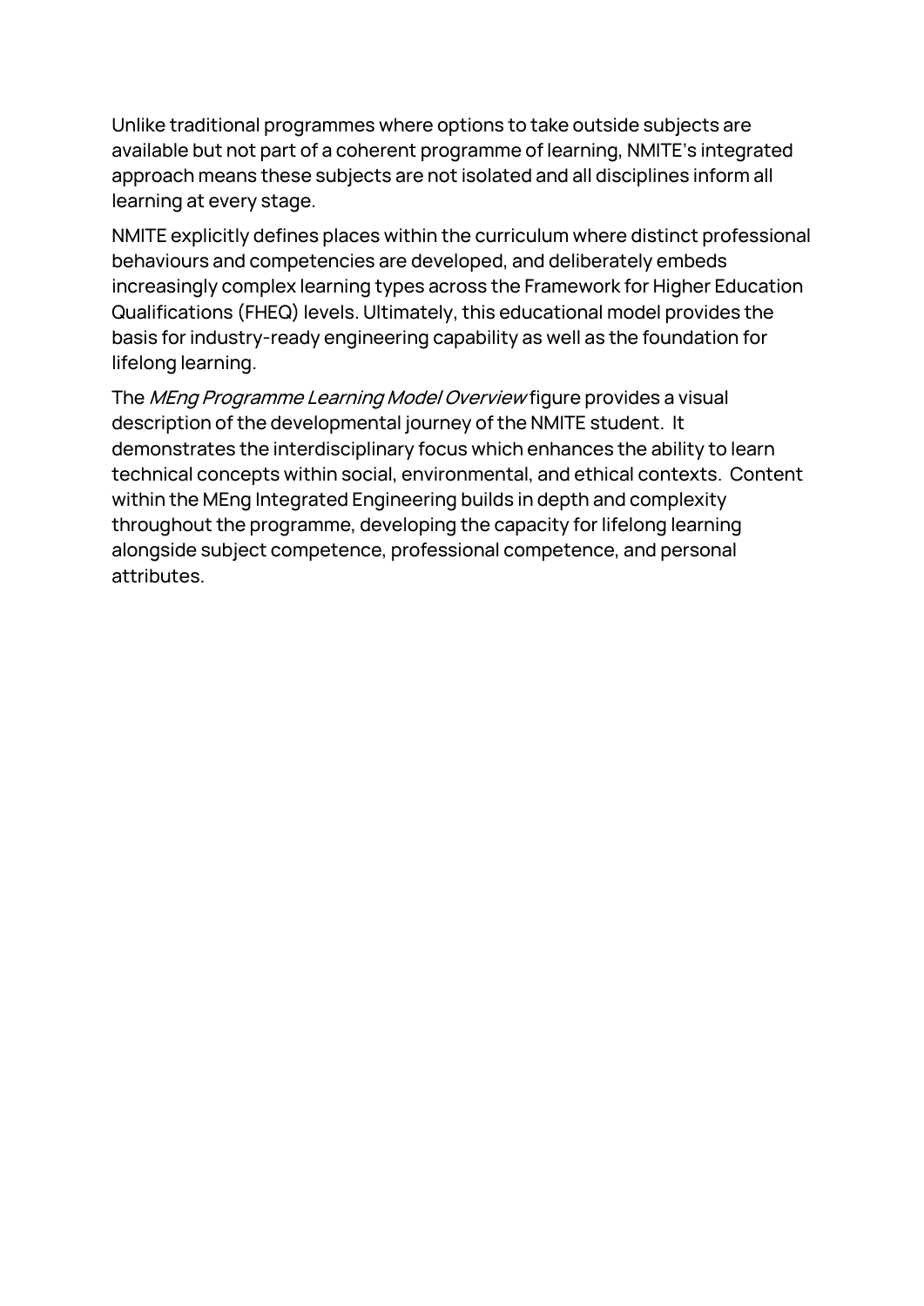Unlike traditional programmes where options to take outside subjects are available but not part of a coherent programme of learning, NMITE's integrated approach means these subjects are not isolated and all disciplines inform all learning at every stage.

NMITE explicitly defines places within the curriculum where distinct professional behaviours and competencies are developed, and deliberately embeds increasingly complex learning types across the Framework for Higher Education Qualifications (FHEQ) levels. Ultimately, this educational model provides the basis for industry-ready engineering capability as well as the foundation for lifelong learning.

The *MEng Programme Learning Model Overview* figure provides a visual description of the developmental journey of the NMITE student. It demonstrates the interdisciplinary focus which enhances the ability to learn technical concepts within social, environmental, and ethical contexts. Content within the MEng Integrated Engineering builds in depth and complexity throughout the programme, developing the capacity for lifelong learning alongside subject competence, professional competence, and personal attributes.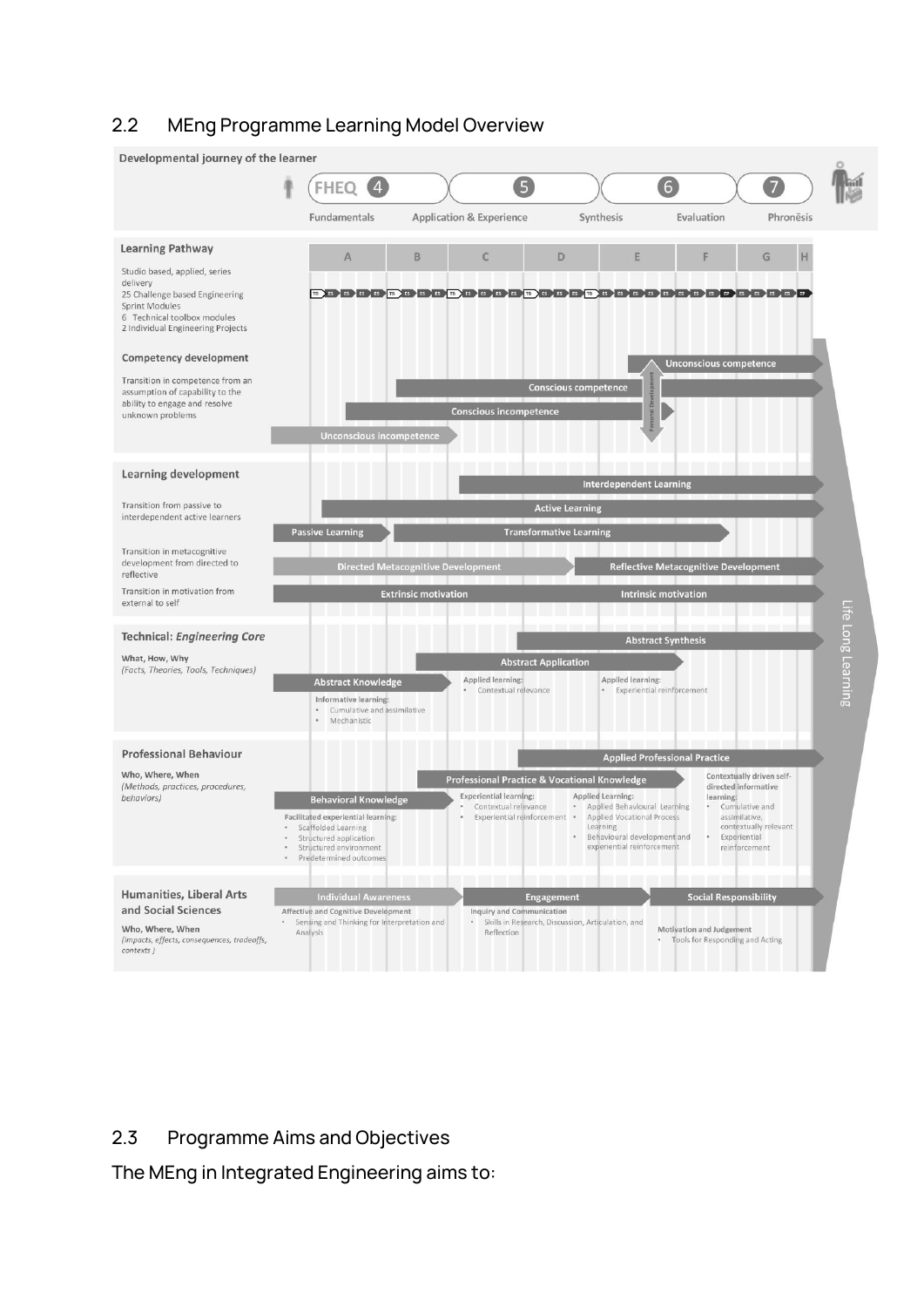## 2.2 MEng Programme Learning Model Overview

**Developmental journey of the learner**

FHEQ 4 | 5 | 6 | 7

Fundamentals | Application & Experience | Synthesis | Evaluation | Phronēsis

**Learning Pathway**

Studio based, applied, series delivery
25 Challenge based Engineering Sprint Modules
6 Technical toolbox modules
2 Individual Engineering Projects

A | B | C | D | E | F | G | H

**Competency development**

Transition in competence from an assumption of capability to the ability to engage and resolve unknown problems

- Unconscious incompetence
- Conscious incompetence
- Conscious competence
- Unconscious competence
- Personal Development

**Learning development**

Transition from passive to interdependent active learners

- Passive Learning
- Transformative Learning
- Active Learning
- Interdependent Learning

Transition in metacognitive development from directed to reflective

- Directed Metacognitive Development
- Reflective Metacognitive Development

Transition in motivation from external to self

- Extrinsic motivation
- Intrinsic motivation

**Technical: *Engineering Core***

What, How, Why
*(Facts, Theories, Tools, Techniques)*

- Abstract Knowledge
  - Informative learning:
    - Cumulative and assimilative
    - Mechanistic
- Abstract Application
  - Applied learning:
    - Contextual relevance
  - Applied learning:
    - Experiential reinforcement
- Abstract Synthesis

**Professional Behaviour**

Who, Where, When
*(Methods, practices, procedures, behaviors)*

- Behavioral Knowledge
  - Facilitated experiential learning:
    - Scaffolded Learning
    - Structured application
    - Structured environment
    - Predetermined outcomes
- Professional Practice & Vocational Knowledge
  - Experiential learning:
    - Contextual relevance
    - Experiential reinforcement
  - Applied Learning:
    - Applied Behavioural Learning
    - Applied Vocational Process Learning
    - Behavioural development and experiential reinforcement
- Applied Professional Practice
  - Contextually driven self-directed informative learning:
    - Cumulative and assimilative, contextually relevant
    - Experiential reinforcement

**Humanities, Liberal Arts and Social Sciences**

Who, Where, When
*(Impacts, effects, consequences, tradeoffs, contexts)*

- Individual Awareness
  - Affective and Cognitive Development
    - Sensing and Thinking for Interpretation and Analysis
- Engagement
  - Inquiry and Communication
    - Skills in Research, Discussion, Articulation, and Reflection
- Social Responsibility
  - Motivation and Judgement
    - Tools for Responding and Acting

Life Long Learning

## 2.3 Programme Aims and Objectives

The MEng in Integrated Engineering aims to: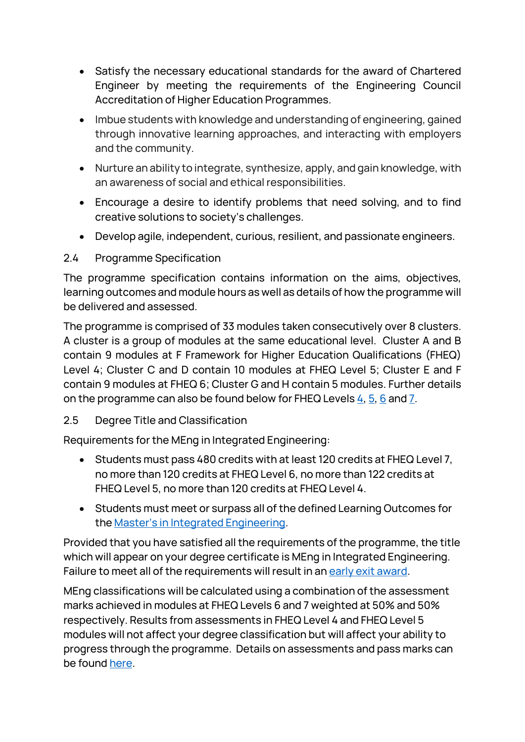- Satisfy the necessary educational standards for the award of Chartered Engineer by meeting the requirements of the Engineering Council Accreditation of Higher Education Programmes.
- Imbue students with knowledge and understanding of engineering, gained through innovative learning approaches, and interacting with employers and the community.
- Nurture an ability to integrate, synthesize, apply, and gain knowledge, with an awareness of social and ethical responsibilities.
- Encourage a desire to identify problems that need solving, and to find creative solutions to society's challenges.
- Develop agile, independent, curious, resilient, and passionate engineers.

### 2.4 Programme Specification

The programme specification contains information on the aims, objectives, learning outcomes and module hours as well as details of how the programme will be delivered and assessed.

The programme is comprised of 33 modules taken consecutively over 8 clusters. A cluster is a group of modules at the same educational level. Cluster A and B contain 9 modules at F Framework for Higher Education Qualifications (FHEQ) Level 4; Cluster C and D contain 10 modules at FHEQ Level 5; Cluster E and F contain 9 modules at FHEQ 6; Cluster G and H contain 5 modules. Further details on the programme can also be found below for FHEQ Levels 4, 5, 6 and 7.

### 2.5 Degree Title and Classification

Requirements for the MEng in Integrated Engineering:

- Students must pass 480 credits with at least 120 credits at FHEQ Level 7, no more than 120 credits at FHEQ Level 6, no more than 122 credits at FHEQ Level 5, no more than 120 credits at FHEQ Level 4.
- Students must meet or surpass all of the defined Learning Outcomes for the Master's in Integrated Engineering.

Provided that you have satisfied all the requirements of the programme, the title which will appear on your degree certificate is MEng in Integrated Engineering. Failure to meet all of the requirements will result in an early exit award.

MEng classifications will be calculated using a combination of the assessment marks achieved in modules at FHEQ Levels 6 and 7 weighted at 50% and 50% respectively. Results from assessments in FHEQ Level 4 and FHEQ Level 5 modules will not affect your degree classification but will affect your ability to progress through the programme. Details on assessments and pass marks can be found here.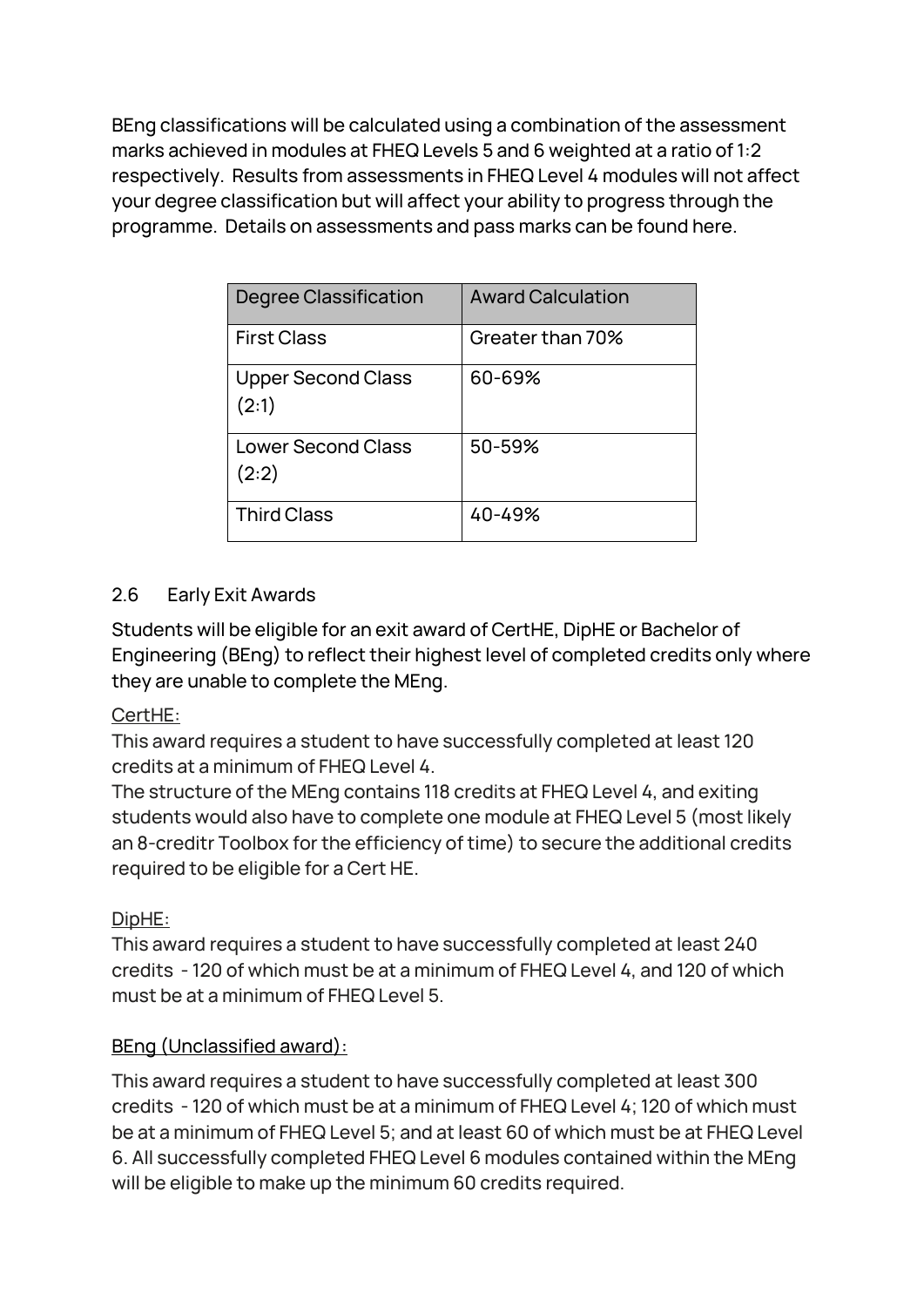BEng classifications will be calculated using a combination of the assessment marks achieved in modules at FHEQ Levels 5 and 6 weighted at a ratio of 1:2 respectively. Results from assessments in FHEQ Level 4 modules will not affect your degree classification but will affect your ability to progress through the programme. Details on assessments and pass marks can be found here.

| Degree Classification | Award Calculation |
|---|---|
| First Class | Greater than 70% |
| Upper Second Class (2:1) | 60-69% |
| Lower Second Class (2:2) | 50-59% |
| Third Class | 40-49% |

## 2.6 Early Exit Awards

Students will be eligible for an exit award of CertHE, DipHE or Bachelor of Engineering (BEng) to reflect their highest level of completed credits only where they are unable to complete the MEng.

CertHE:

This award requires a student to have successfully completed at least 120 credits at a minimum of FHEQ Level 4.

The structure of the MEng contains 118 credits at FHEQ Level 4, and exiting students would also have to complete one module at FHEQ Level 5 (most likely an 8-creditr Toolbox for the efficiency of time) to secure the additional credits required to be eligible for a Cert HE.

DipHE:

This award requires a student to have successfully completed at least 240 credits - 120 of which must be at a minimum of FHEQ Level 4, and 120 of which must be at a minimum of FHEQ Level 5.

BEng (Unclassified award):

This award requires a student to have successfully completed at least 300 credits - 120 of which must be at a minimum of FHEQ Level 4; 120 of which must be at a minimum of FHEQ Level 5; and at least 60 of which must be at FHEQ Level 6. All successfully completed FHEQ Level 6 modules contained within the MEng will be eligible to make up the minimum 60 credits required.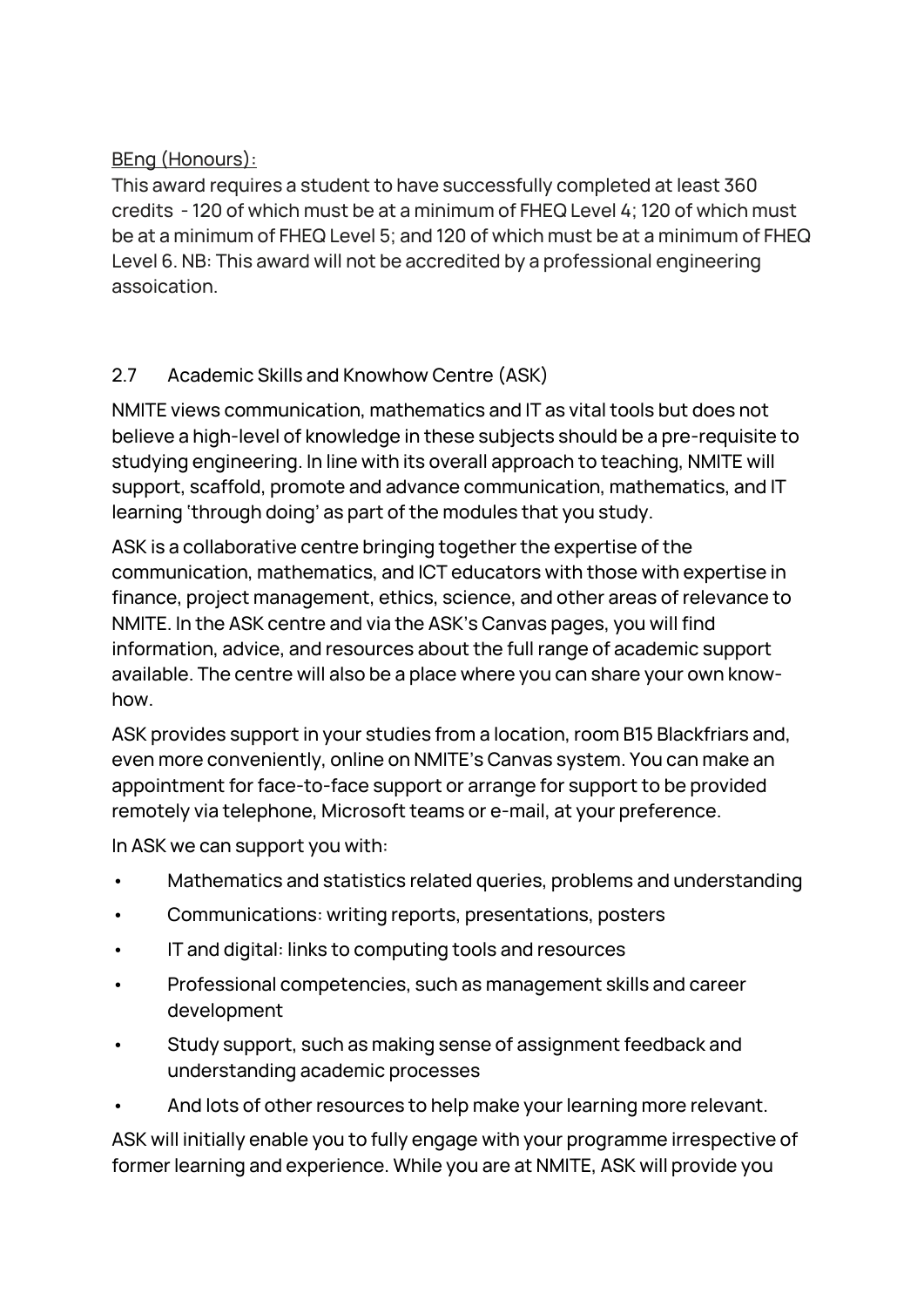BEng (Honours):

This award requires a student to have successfully completed at least 360 credits - 120 of which must be at a minimum of FHEQ Level 4; 120 of which must be at a minimum of FHEQ Level 5; and 120 of which must be at a minimum of FHEQ Level 6. NB: This award will not be accredited by a professional engineering assoication.

## 2.7 Academic Skills and Knowhow Centre (ASK)

NMITE views communication, mathematics and IT as vital tools but does not believe a high-level of knowledge in these subjects should be a pre-requisite to studying engineering. In line with its overall approach to teaching, NMITE will support, scaffold, promote and advance communication, mathematics, and IT learning 'through doing' as part of the modules that you study.

ASK is a collaborative centre bringing together the expertise of the communication, mathematics, and ICT educators with those with expertise in finance, project management, ethics, science, and other areas of relevance to NMITE. In the ASK centre and via the ASK's Canvas pages, you will find information, advice, and resources about the full range of academic support available. The centre will also be a place where you can share your own know-how.

ASK provides support in your studies from a location, room B15 Blackfriars and, even more conveniently, online on NMITE's Canvas system. You can make an appointment for face-to-face support or arrange for support to be provided remotely via telephone, Microsoft teams or e-mail, at your preference.

In ASK we can support you with:

- Mathematics and statistics related queries, problems and understanding
- Communications: writing reports, presentations, posters
- IT and digital: links to computing tools and resources
- Professional competencies, such as management skills and career development
- Study support, such as making sense of assignment feedback and understanding academic processes
- And lots of other resources to help make your learning more relevant.

ASK will initially enable you to fully engage with your programme irrespective of former learning and experience. While you are at NMITE, ASK will provide you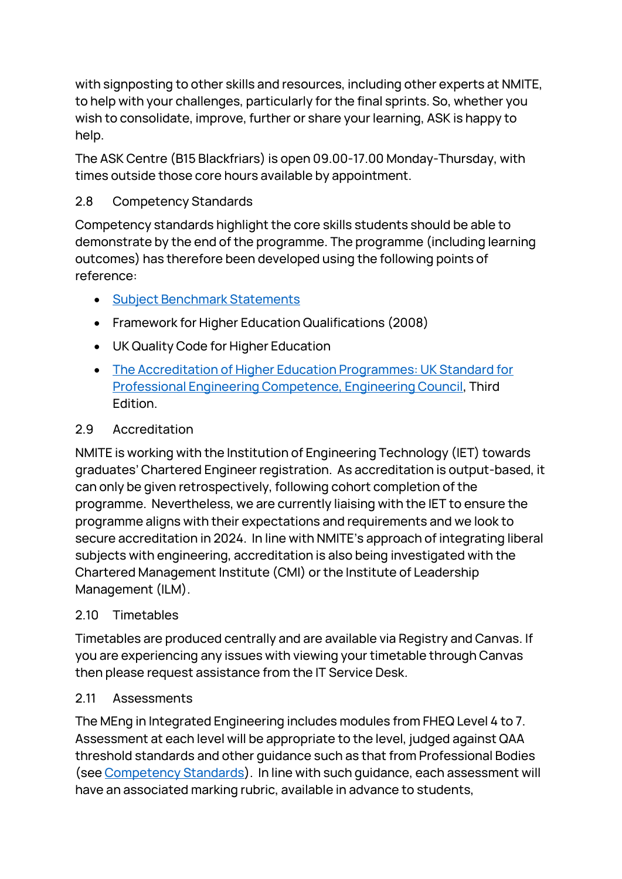with signposting to other skills and resources, including other experts at NMITE, to help with your challenges, particularly for the final sprints. So, whether you wish to consolidate, improve, further or share your learning, ASK is happy to help.

The ASK Centre (B15 Blackfriars) is open 09.00-17.00 Monday-Thursday, with times outside those core hours available by appointment.

## 2.8 Competency Standards

Competency standards highlight the core skills students should be able to demonstrate by the end of the programme. The programme (including learning outcomes) has therefore been developed using the following points of reference:

- Subject Benchmark Statements
- Framework for Higher Education Qualifications (2008)
- UK Quality Code for Higher Education
- The Accreditation of Higher Education Programmes: UK Standard for Professional Engineering Competence, Engineering Council, Third Edition.

## 2.9 Accreditation

NMITE is working with the Institution of Engineering Technology (IET) towards graduates' Chartered Engineer registration. As accreditation is output-based, it can only be given retrospectively, following cohort completion of the programme. Nevertheless, we are currently liaising with the IET to ensure the programme aligns with their expectations and requirements and we look to secure accreditation in 2024. In line with NMITE's approach of integrating liberal subjects with engineering, accreditation is also being investigated with the Chartered Management Institute (CMI) or the Institute of Leadership Management (ILM).

## 2.10 Timetables

Timetables are produced centrally and are available via Registry and Canvas. If you are experiencing any issues with viewing your timetable through Canvas then please request assistance from the IT Service Desk.

## 2.11 Assessments

The MEng in Integrated Engineering includes modules from FHEQ Level 4 to 7. Assessment at each level will be appropriate to the level, judged against QAA threshold standards and other guidance such as that from Professional Bodies (see Competency Standards). In line with such guidance, each assessment will have an associated marking rubric, available in advance to students,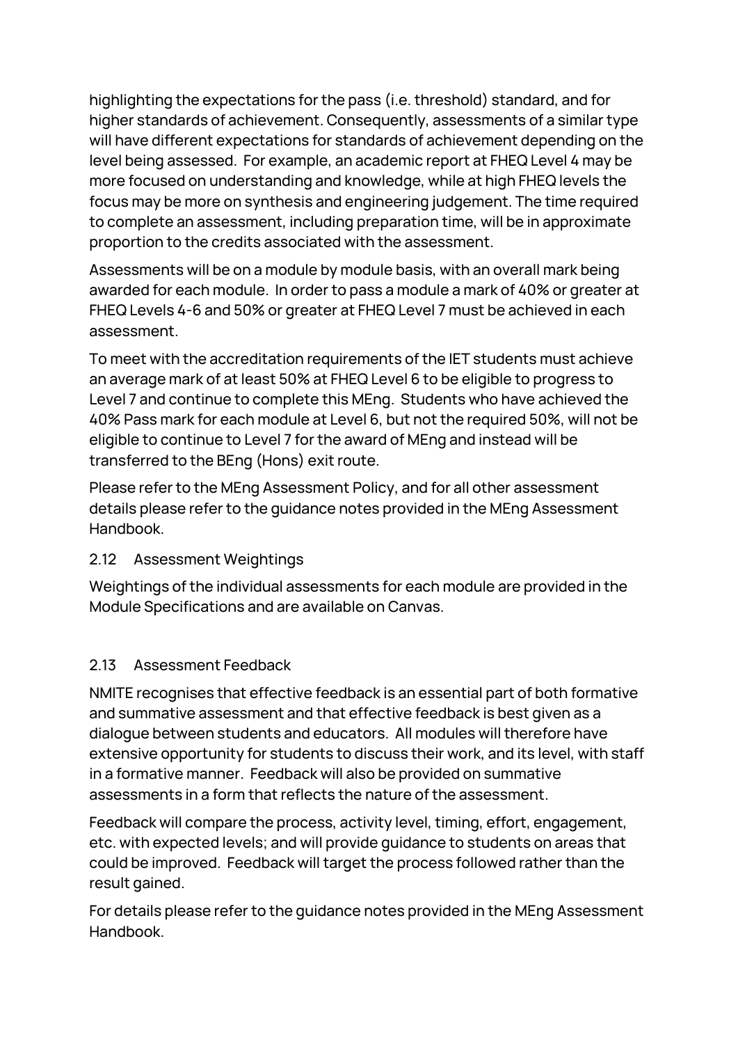highlighting the expectations for the pass (i.e. threshold) standard, and for higher standards of achievement. Consequently, assessments of a similar type will have different expectations for standards of achievement depending on the level being assessed. For example, an academic report at FHEQ Level 4 may be more focused on understanding and knowledge, while at high FHEQ levels the focus may be more on synthesis and engineering judgement. The time required to complete an assessment, including preparation time, will be in approximate proportion to the credits associated with the assessment.

Assessments will be on a module by module basis, with an overall mark being awarded for each module. In order to pass a module a mark of 40% or greater at FHEQ Levels 4-6 and 50% or greater at FHEQ Level 7 must be achieved in each assessment.

To meet with the accreditation requirements of the IET students must achieve an average mark of at least 50% at FHEQ Level 6 to be eligible to progress to Level 7 and continue to complete this MEng. Students who have achieved the 40% Pass mark for each module at Level 6, but not the required 50%, will not be eligible to continue to Level 7 for the award of MEng and instead will be transferred to the BEng (Hons) exit route.

Please refer to the MEng Assessment Policy, and for all other assessment details please refer to the guidance notes provided in the MEng Assessment Handbook.

### 2.12 Assessment Weightings

Weightings of the individual assessments for each module are provided in the Module Specifications and are available on Canvas.

### 2.13 Assessment Feedback

NMITE recognises that effective feedback is an essential part of both formative and summative assessment and that effective feedback is best given as a dialogue between students and educators. All modules will therefore have extensive opportunity for students to discuss their work, and its level, with staff in a formative manner. Feedback will also be provided on summative assessments in a form that reflects the nature of the assessment.

Feedback will compare the process, activity level, timing, effort, engagement, etc. with expected levels; and will provide guidance to students on areas that could be improved. Feedback will target the process followed rather than the result gained.

For details please refer to the guidance notes provided in the MEng Assessment Handbook.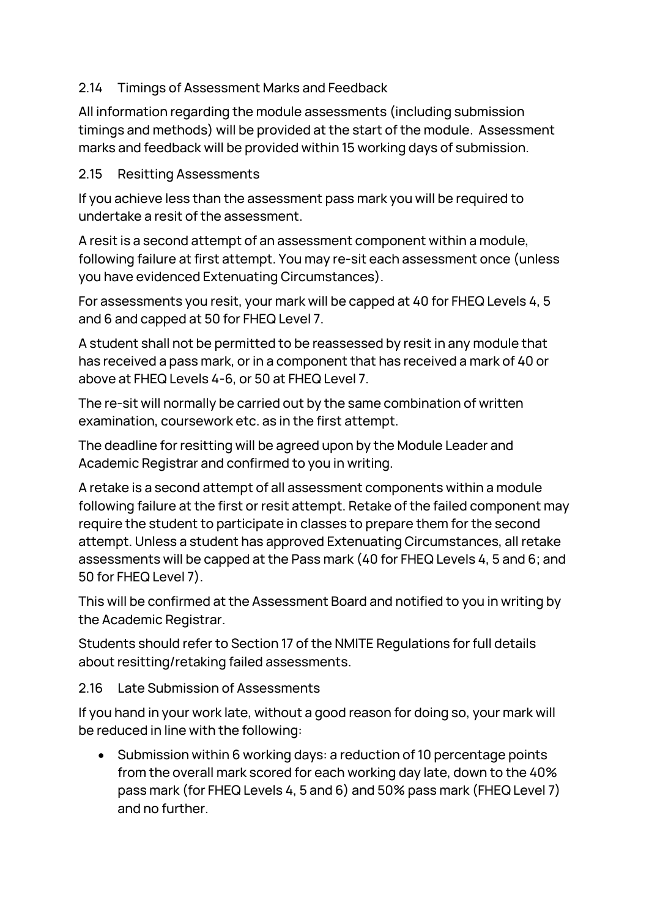### 2.14 Timings of Assessment Marks and Feedback

All information regarding the module assessments (including submission timings and methods) will be provided at the start of the module. Assessment marks and feedback will be provided within 15 working days of submission.

### 2.15 Resitting Assessments

If you achieve less than the assessment pass mark you will be required to undertake a resit of the assessment.

A resit is a second attempt of an assessment component within a module, following failure at first attempt. You may re-sit each assessment once (unless you have evidenced Extenuating Circumstances).

For assessments you resit, your mark will be capped at 40 for FHEQ Levels 4, 5 and 6 and capped at 50 for FHEQ Level 7.

A student shall not be permitted to be reassessed by resit in any module that has received a pass mark, or in a component that has received a mark of 40 or above at FHEQ Levels 4-6, or 50 at FHEQ Level 7.

The re-sit will normally be carried out by the same combination of written examination, coursework etc. as in the first attempt.

The deadline for resitting will be agreed upon by the Module Leader and Academic Registrar and confirmed to you in writing.

A retake is a second attempt of all assessment components within a module following failure at the first or resit attempt. Retake of the failed component may require the student to participate in classes to prepare them for the second attempt. Unless a student has approved Extenuating Circumstances, all retake assessments will be capped at the Pass mark (40 for FHEQ Levels 4, 5 and 6; and 50 for FHEQ Level 7).

This will be confirmed at the Assessment Board and notified to you in writing by the Academic Registrar.

Students should refer to Section 17 of the NMITE Regulations for full details about resitting/retaking failed assessments.

### 2.16 Late Submission of Assessments

If you hand in your work late, without a good reason for doing so, your mark will be reduced in line with the following:

- Submission within 6 working days: a reduction of 10 percentage points from the overall mark scored for each working day late, down to the 40% pass mark (for FHEQ Levels 4, 5 and 6) and 50% pass mark (FHEQ Level 7) and no further.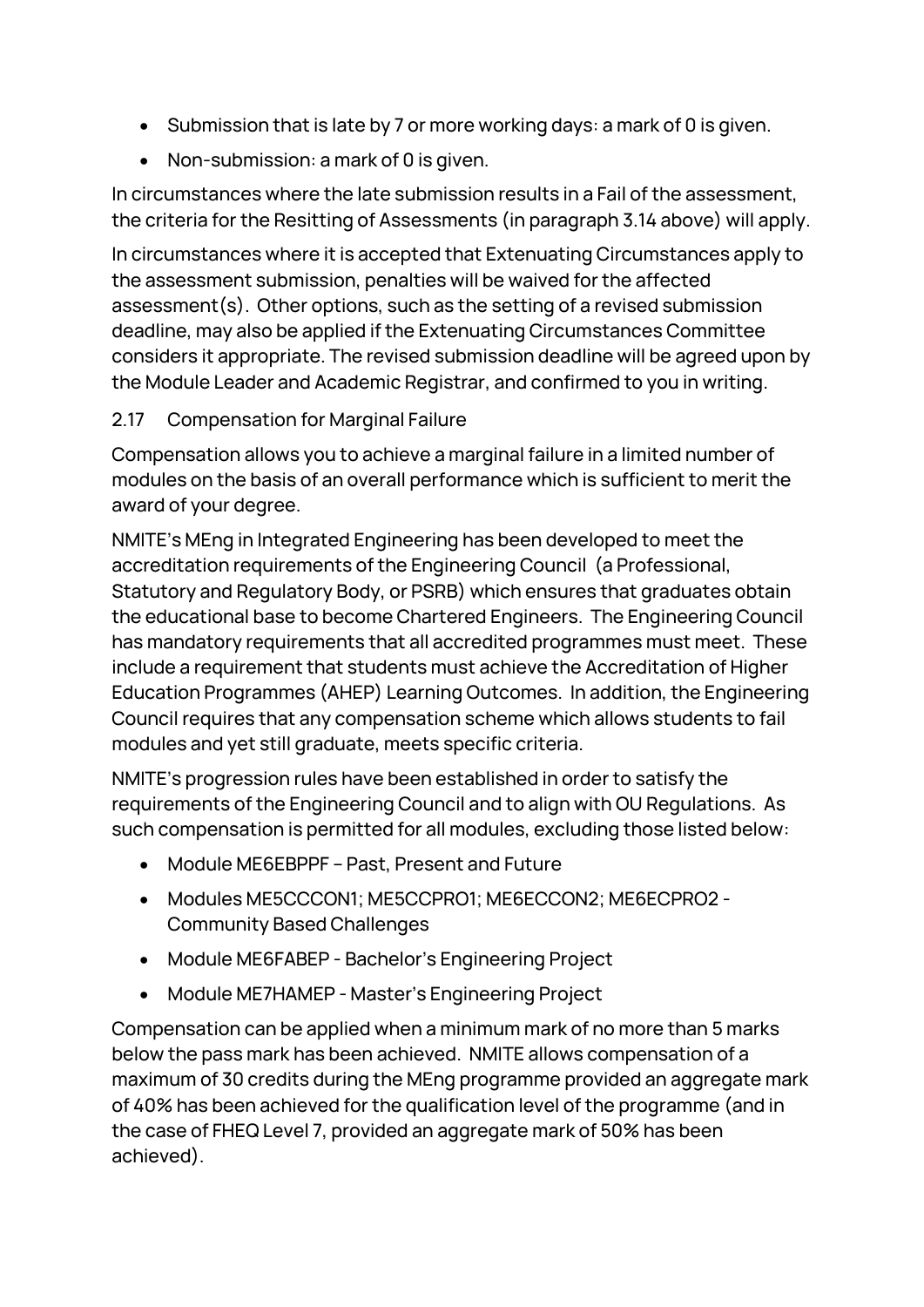- Submission that is late by 7 or more working days: a mark of 0 is given.
- Non-submission: a mark of 0 is given.

In circumstances where the late submission results in a Fail of the assessment, the criteria for the Resitting of Assessments (in paragraph 3.14 above) will apply.

In circumstances where it is accepted that Extenuating Circumstances apply to the assessment submission, penalties will be waived for the affected assessment(s). Other options, such as the setting of a revised submission deadline, may also be applied if the Extenuating Circumstances Committee considers it appropriate. The revised submission deadline will be agreed upon by the Module Leader and Academic Registrar, and confirmed to you in writing.

### 2.17 Compensation for Marginal Failure

Compensation allows you to achieve a marginal failure in a limited number of modules on the basis of an overall performance which is sufficient to merit the award of your degree.

NMITE's MEng in Integrated Engineering has been developed to meet the accreditation requirements of the Engineering Council (a Professional, Statutory and Regulatory Body, or PSRB) which ensures that graduates obtain the educational base to become Chartered Engineers. The Engineering Council has mandatory requirements that all accredited programmes must meet. These include a requirement that students must achieve the Accreditation of Higher Education Programmes (AHEP) Learning Outcomes. In addition, the Engineering Council requires that any compensation scheme which allows students to fail modules and yet still graduate, meets specific criteria.

NMITE's progression rules have been established in order to satisfy the requirements of the Engineering Council and to align with OU Regulations. As such compensation is permitted for all modules, excluding those listed below:

- Module ME6EBPPF – Past, Present and Future
- Modules ME5CCCON1; ME5CCPRO1; ME6ECCON2; ME6ECPRO2 - Community Based Challenges
- Module ME6FABEP - Bachelor's Engineering Project
- Module ME7HAMEP - Master's Engineering Project

Compensation can be applied when a minimum mark of no more than 5 marks below the pass mark has been achieved. NMITE allows compensation of a maximum of 30 credits during the MEng programme provided an aggregate mark of 40% has been achieved for the qualification level of the programme (and in the case of FHEQ Level 7, provided an aggregate mark of 50% has been achieved).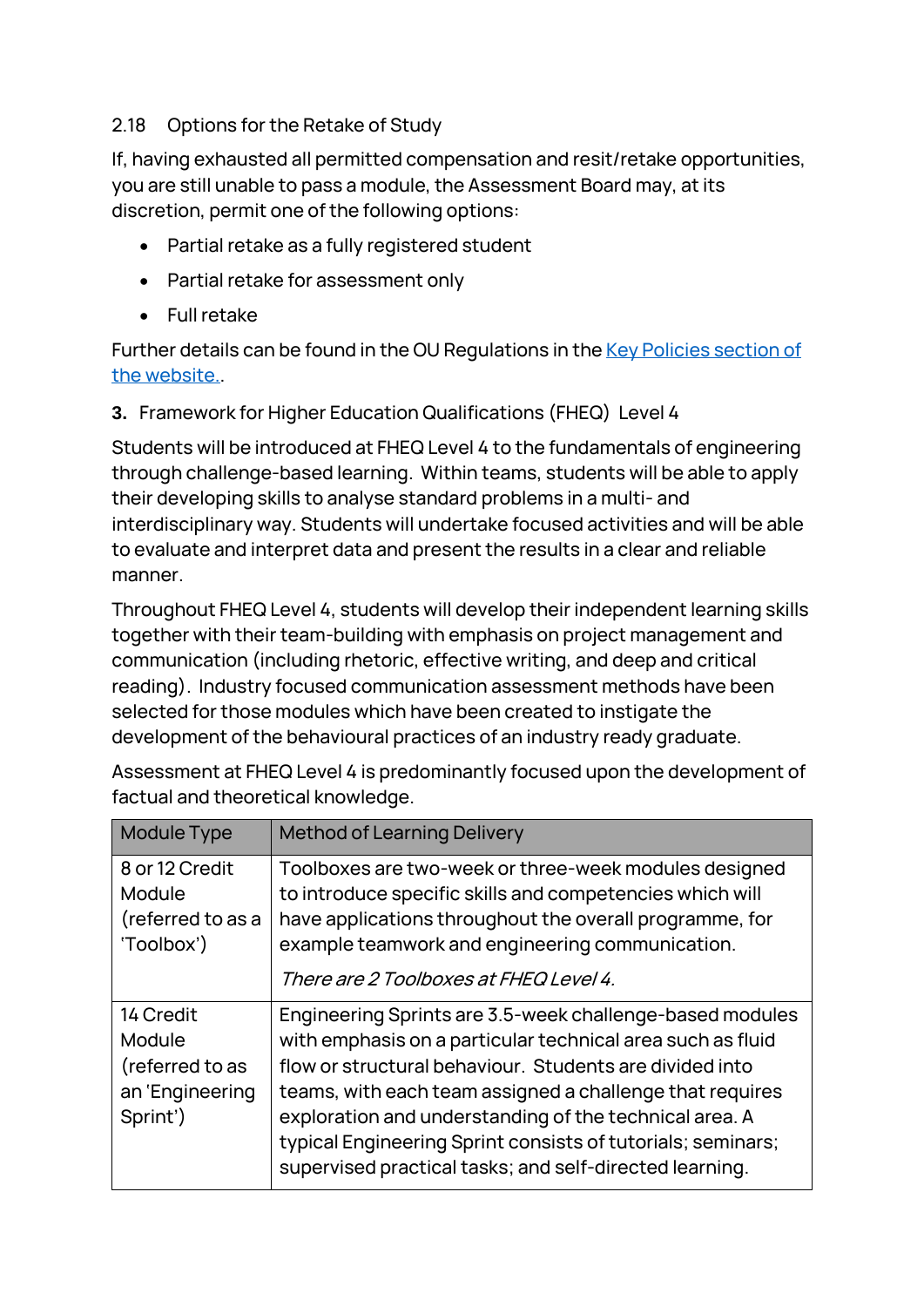### 2.18 Options for the Retake of Study

If, having exhausted all permitted compensation and resit/retake opportunities, you are still unable to pass a module, the Assessment Board may, at its discretion, permit one of the following options:

- Partial retake as a fully registered student
- Partial retake for assessment only
- Full retake

Further details can be found in the OU Regulations in the [Key Policies section of the website.](#).

## **3.** Framework for Higher Education Qualifications (FHEQ) Level 4

Students will be introduced at FHEQ Level 4 to the fundamentals of engineering through challenge-based learning. Within teams, students will be able to apply their developing skills to analyse standard problems in a multi- and interdisciplinary way. Students will undertake focused activities and will be able to evaluate and interpret data and present the results in a clear and reliable manner.

Throughout FHEQ Level 4, students will develop their independent learning skills together with their team-building with emphasis on project management and communication (including rhetoric, effective writing, and deep and critical reading). Industry focused communication assessment methods have been selected for those modules which have been created to instigate the development of the behavioural practices of an industry ready graduate.

Assessment at FHEQ Level 4 is predominantly focused upon the development of factual and theoretical knowledge.

| Module Type | Method of Learning Delivery |
| --- | --- |
| 8 or 12 Credit Module (referred to as a 'Toolbox') | Toolboxes are two-week or three-week modules designed to introduce specific skills and competencies which will have applications throughout the overall programme, for example teamwork and engineering communication.<br><br>*There are 2 Toolboxes at FHEQ Level 4.* |
| 14 Credit Module (referred to as an 'Engineering Sprint') | Engineering Sprints are 3.5-week challenge-based modules with emphasis on a particular technical area such as fluid flow or structural behaviour. Students are divided into teams, with each team assigned a challenge that requires exploration and understanding of the technical area. A typical Engineering Sprint consists of tutorials; seminars; supervised practical tasks; and self-directed learning. |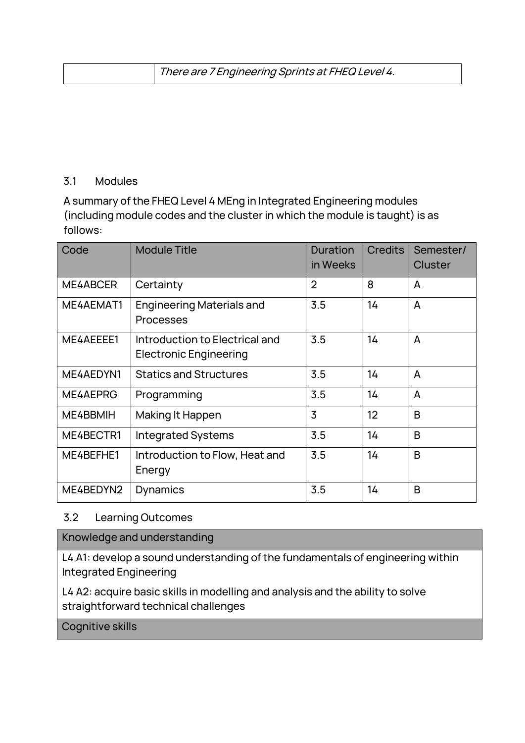| | *There are 7 Engineering Sprints at FHEQ Level 4.* |
|---|---|

### 3.1 Modules

A summary of the FHEQ Level 4 MEng in Integrated Engineering modules (including module codes and the cluster in which the module is taught) is as follows:

| Code | Module Title | Duration in Weeks | Credits | Semester/ Cluster |
|---|---|---|---|---|
| ME4ABCER | Certainty | 2 | 8 | A |
| ME4AEMAT1 | Engineering Materials and Processes | 3.5 | 14 | A |
| ME4AEEEE1 | Introduction to Electrical and Electronic Engineering | 3.5 | 14 | A |
| ME4AEDYN1 | Statics and Structures | 3.5 | 14 | A |
| ME4AEPRG | Programming | 3.5 | 14 | A |
| ME4BBMIH | Making It Happen | 3 | 12 | B |
| ME4BECTR1 | Integrated Systems | 3.5 | 14 | B |
| ME4BEFHE1 | Introduction to Flow, Heat and Energy | 3.5 | 14 | B |
| ME4BEDYN2 | Dynamics | 3.5 | 14 | B |

### 3.2 Learning Outcomes

| Knowledge and understanding |
|---|
| L4 A1: develop a sound understanding of the fundamentals of engineering within Integrated Engineering<br><br>L4 A2: acquire basic skills in modelling and analysis and the ability to solve straightforward technical challenges |
| Cognitive skills |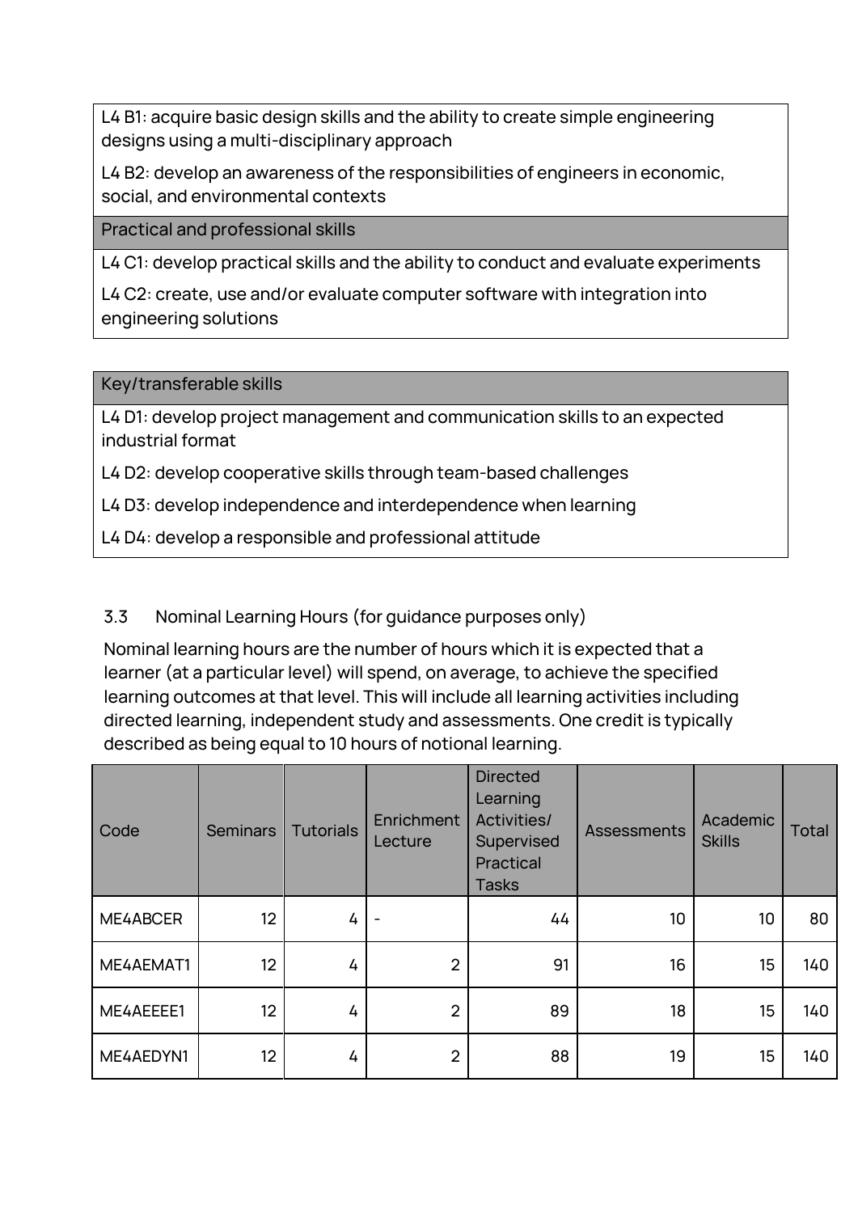| |
|---|
| L4 B1: acquire basic design skills and the ability to create simple engineering designs using a multi-disciplinary approach |
| L4 B2: develop an awareness of the responsibilities of engineers in economic, social, and environmental contexts |
| **Practical and professional skills** |
| L4 C1: develop practical skills and the ability to conduct and evaluate experiments |
| L4 C2: create, use and/or evaluate computer software with integration into engineering solutions |

| Key/transferable skills |
|---|
| L4 D1: develop project management and communication skills to an expected industrial format |
| L4 D2: develop cooperative skills through team-based challenges |
| L4 D3: develop independence and interdependence when learning |
| L4 D4: develop a responsible and professional attitude |

### 3.3 Nominal Learning Hours (for guidance purposes only)

Nominal learning hours are the number of hours which it is expected that a learner (at a particular level) will spend, on average, to achieve the specified learning outcomes at that level. This will include all learning activities including directed learning, independent study and assessments. One credit is typically described as being equal to 10 hours of notional learning.

| Code | Seminars | Tutorials | Enrichment Lecture | Directed Learning Activities/ Supervised Practical Tasks | Assessments | Academic Skills | Total |
|---|---|---|---|---|---|---|---|
| ME4ABCER | 12 | 4 | - | 44 | 10 | 10 | 80 |
| ME4AEMAT1 | 12 | 4 | 2 | 91 | 16 | 15 | 140 |
| ME4AEEEE1 | 12 | 4 | 2 | 89 | 18 | 15 | 140 |
| ME4AEDYN1 | 12 | 4 | 2 | 88 | 19 | 15 | 140 |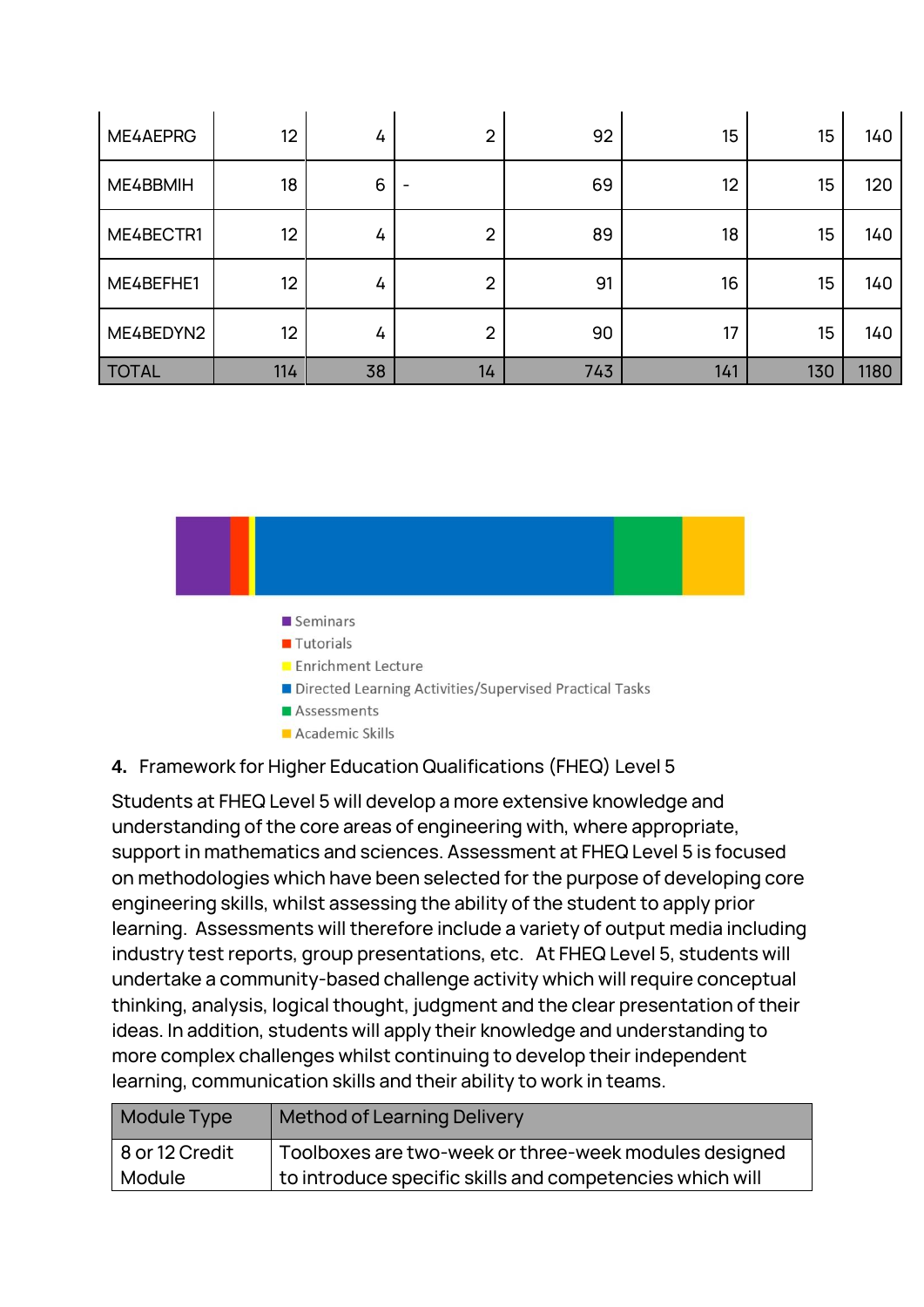| | | | | | | | |
|---|---|---|---|---|---|---|---|
| ME4AEPRG | 12 | 4 | 2 | 92 | 15 | 15 | 140 |
| ME4BBMIH | 18 | 6 | - | 69 | 12 | 15 | 120 |
| ME4BECTR1 | 12 | 4 | 2 | 89 | 18 | 15 | 140 |
| ME4BEFHE1 | 12 | 4 | 2 | 91 | 16 | 15 | 140 |
| ME4BEDYN2 | 12 | 4 | 2 | 90 | 17 | 15 | 140 |
| TOTAL | 114 | 38 | 14 | 743 | 141 | 130 | 1180 |

- Seminars
- Tutorials
- Enrichment Lecture
- Directed Learning Activities/Supervised Practical Tasks
- Assessments
- Academic Skills

**4.** Framework for Higher Education Qualifications (FHEQ) Level 5

Students at FHEQ Level 5 will develop a more extensive knowledge and understanding of the core areas of engineering with, where appropriate, support in mathematics and sciences. Assessment at FHEQ Level 5 is focused on methodologies which have been selected for the purpose of developing core engineering skills, whilst assessing the ability of the student to apply prior learning. Assessments will therefore include a variety of output media including industry test reports, group presentations, etc. At FHEQ Level 5, students will undertake a community-based challenge activity which will require conceptual thinking, analysis, logical thought, judgment and the clear presentation of their ideas. In addition, students will apply their knowledge and understanding to more complex challenges whilst continuing to develop their independent learning, communication skills and their ability to work in teams.

| Module Type | Method of Learning Delivery |
|---|---|
| 8 or 12 Credit Module | Toolboxes are two-week or three-week modules designed to introduce specific skills and competencies which will |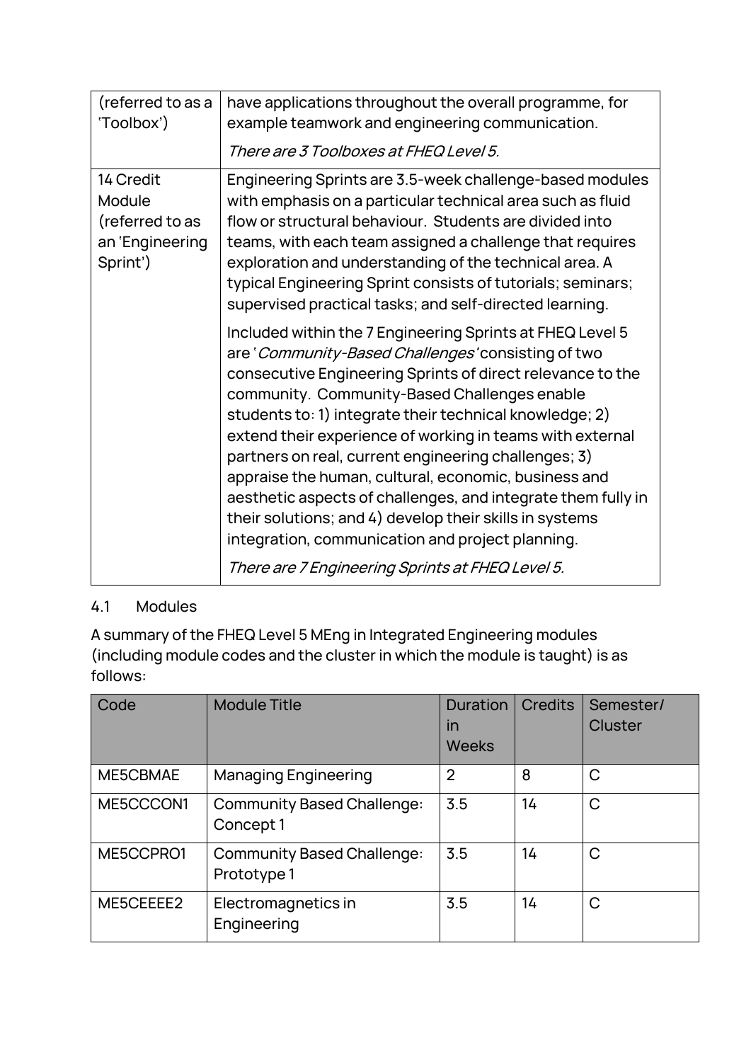| | |
|---|---|
| (referred to as a 'Toolbox') | have applications throughout the overall programme, for example teamwork and engineering communication.<br><br>*There are 3 Toolboxes at FHEQ Level 5.* |
| 14 Credit Module (referred to as an 'Engineering Sprint') | Engineering Sprints are 3.5-week challenge-based modules with emphasis on a particular technical area such as fluid flow or structural behaviour. Students are divided into teams, with each team assigned a challenge that requires exploration and understanding of the technical area. A typical Engineering Sprint consists of tutorials; seminars; supervised practical tasks; and self-directed learning.<br><br>Included within the 7 Engineering Sprints at FHEQ Level 5 are '*Community-Based Challenges*' consisting of two consecutive Engineering Sprints of direct relevance to the community. Community-Based Challenges enable students to: 1) integrate their technical knowledge; 2) extend their experience of working in teams with external partners on real, current engineering challenges; 3) appraise the human, cultural, economic, business and aesthetic aspects of challenges, and integrate them fully in their solutions; and 4) develop their skills in systems integration, communication and project planning.<br><br>*There are 7 Engineering Sprints at FHEQ Level 5.* |

## 4.1 Modules

A summary of the FHEQ Level 5 MEng in Integrated Engineering modules (including module codes and the cluster in which the module is taught) is as follows:

| Code | Module Title | Duration in Weeks | Credits | Semester/ Cluster |
|---|---|---|---|---|
| ME5CBMAE | Managing Engineering | 2 | 8 | C |
| ME5CCCON1 | Community Based Challenge: Concept 1 | 3.5 | 14 | C |
| ME5CCPRO1 | Community Based Challenge: Prototype 1 | 3.5 | 14 | C |
| ME5CEEEE2 | Electromagnetics in Engineering | 3.5 | 14 | C |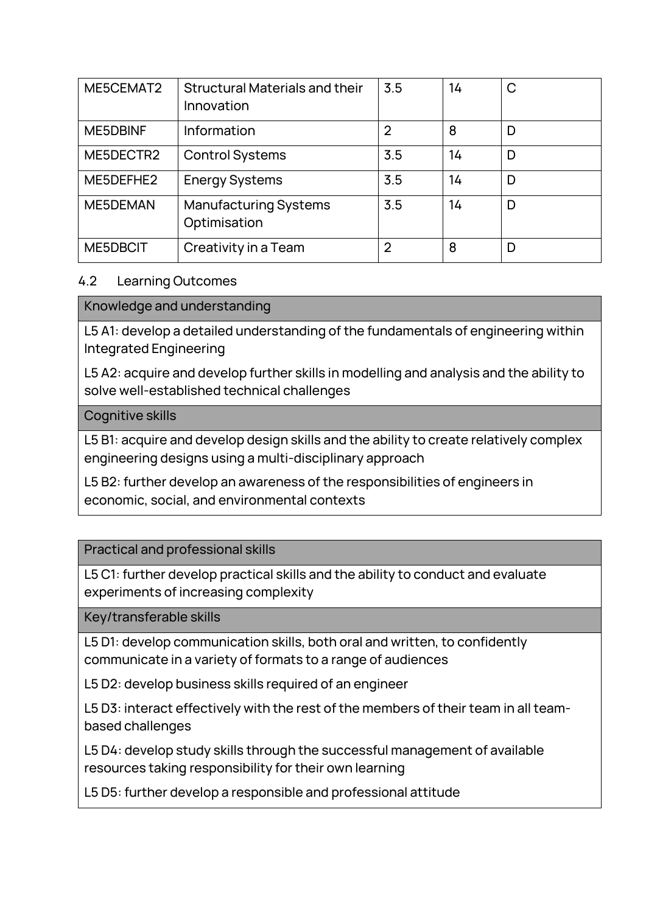| ME5CEMAT2 | Structural Materials and their Innovation | 3.5 | 14 | C |
| --- | --- | --- | --- | --- |
| ME5DBINF | Information | 2 | 8 | D |
| ME5DECTR2 | Control Systems | 3.5 | 14 | D |
| ME5DEFHE2 | Energy Systems | 3.5 | 14 | D |
| ME5DEMAN | Manufacturing Systems Optimisation | 3.5 | 14 | D |
| ME5DBCIT | Creativity in a Team | 2 | 8 | D |

## 4.2 Learning Outcomes

| Knowledge and understanding |
| --- |
| L5 A1: develop a detailed understanding of the fundamentals of engineering within Integrated Engineering |
| L5 A2: acquire and develop further skills in modelling and analysis and the ability to solve well-established technical challenges |
| **Cognitive skills** |
| L5 B1: acquire and develop design skills and the ability to create relatively complex engineering designs using a multi-disciplinary approach |
| L5 B2: further develop an awareness of the responsibilities of engineers in economic, social, and environmental contexts |

| Practical and professional skills |
| --- |
| L5 C1: further develop practical skills and the ability to conduct and evaluate experiments of increasing complexity |
| **Key/transferable skills** |
| L5 D1: develop communication skills, both oral and written, to confidently communicate in a variety of formats to a range of audiences |
| L5 D2: develop business skills required of an engineer |
| L5 D3: interact effectively with the rest of the members of their team in all team-based challenges |
| L5 D4: develop study skills through the successful management of available resources taking responsibility for their own learning |
| L5 D5: further develop a responsible and professional attitude |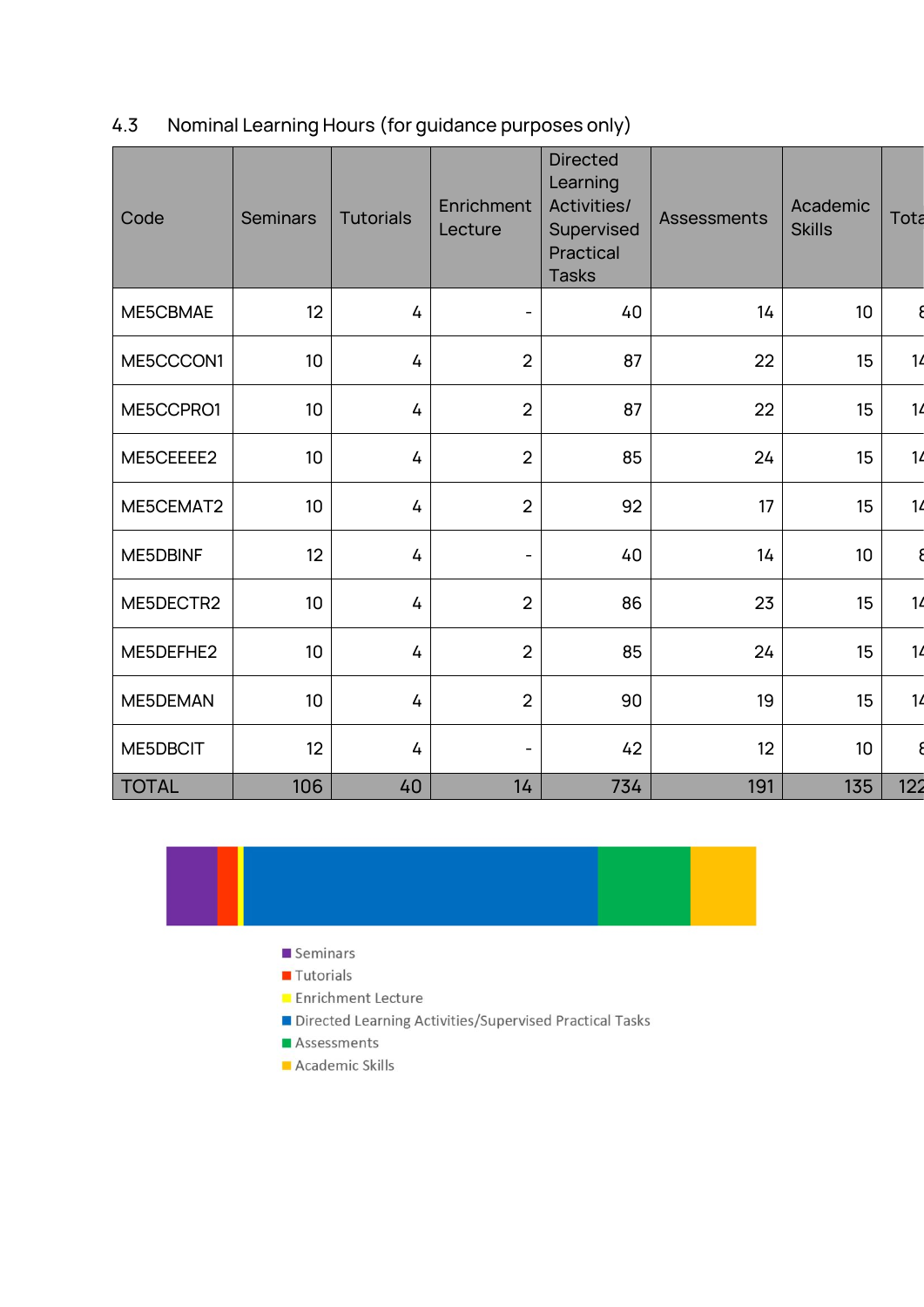### 4.3 Nominal Learning Hours (for guidance purposes only)

| Code | Seminars | Tutorials | Enrichment Lecture | Directed Learning Activities/ Supervised Practical Tasks | Assessments | Academic Skills | Tota |
|---|---|---|---|---|---|---|---|
| ME5CBMAE | 12 | 4 | - | 40 | 14 | 10 | 8 |
| ME5CCCON1 | 10 | 4 | 2 | 87 | 22 | 15 | 14 |
| ME5CCPRO1 | 10 | 4 | 2 | 87 | 22 | 15 | 14 |
| ME5CEEEE2 | 10 | 4 | 2 | 85 | 24 | 15 | 14 |
| ME5CEMAT2 | 10 | 4 | 2 | 92 | 17 | 15 | 14 |
| ME5DBINF | 12 | 4 | - | 40 | 14 | 10 | 8 |
| ME5DECTR2 | 10 | 4 | 2 | 86 | 23 | 15 | 14 |
| ME5DEFHE2 | 10 | 4 | 2 | 85 | 24 | 15 | 14 |
| ME5DEMAN | 10 | 4 | 2 | 90 | 19 | 15 | 14 |
| ME5DBCIT | 12 | 4 | - | 42 | 12 | 10 | 8 |
| TOTAL | 106 | 40 | 14 | 734 | 191 | 135 | 122 |

- Seminars
- Tutorials
- Enrichment Lecture
- Directed Learning Activities/Supervised Practical Tasks
- Assessments
- Academic Skills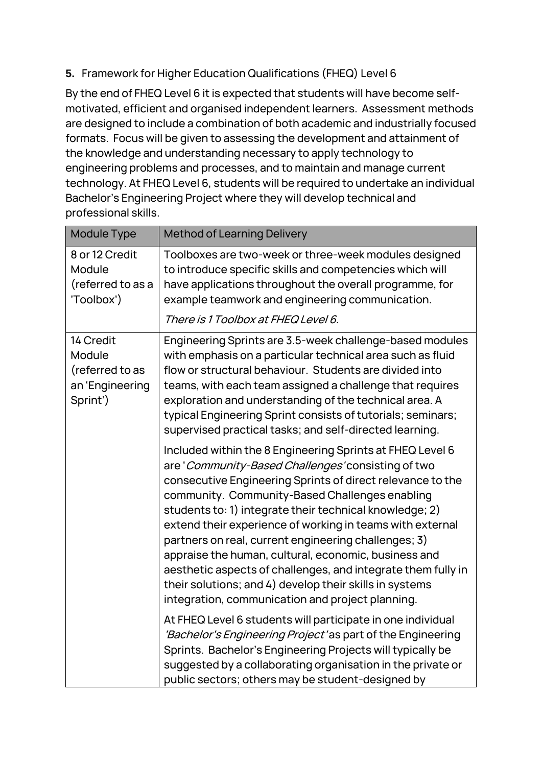**5.** Framework for Higher Education Qualifications (FHEQ) Level 6

By the end of FHEQ Level 6 it is expected that students will have become self-motivated, efficient and organised independent learners. Assessment methods are designed to include a combination of both academic and industrially focused formats. Focus will be given to assessing the development and attainment of the knowledge and understanding necessary to apply technology to engineering problems and processes, and to maintain and manage current technology. At FHEQ Level 6, students will be required to undertake an individual Bachelor's Engineering Project where they will develop technical and professional skills.

| Module Type | Method of Learning Delivery |
|---|---|
| 8 or 12 Credit Module (referred to as a 'Toolbox') | Toolboxes are two-week or three-week modules designed to introduce specific skills and competencies which will have applications throughout the overall programme, for example teamwork and engineering communication. *There is 1 Toolbox at FHEQ Level 6.* |
| 14 Credit Module (referred to as an 'Engineering Sprint') | Engineering Sprints are 3.5-week challenge-based modules with emphasis on a particular technical area such as fluid flow or structural behaviour. Students are divided into teams, with each team assigned a challenge that requires exploration and understanding of the technical area. A typical Engineering Sprint consists of tutorials; seminars; supervised practical tasks; and self-directed learning. Included within the 8 Engineering Sprints at FHEQ Level 6 are '*Community-Based Challenges*' consisting of two consecutive Engineering Sprints of direct relevance to the community. Community-Based Challenges enabling students to: 1) integrate their technical knowledge; 2) extend their experience of working in teams with external partners on real, current engineering challenges; 3) appraise the human, cultural, economic, business and aesthetic aspects of challenges, and integrate them fully in their solutions; and 4) develop their skills in systems integration, communication and project planning. At FHEQ Level 6 students will participate in one individual *'Bachelor's Engineering Project'* as part of the Engineering Sprints. Bachelor's Engineering Projects will typically be suggested by a collaborating organisation in the private or public sectors; others may be student-designed by |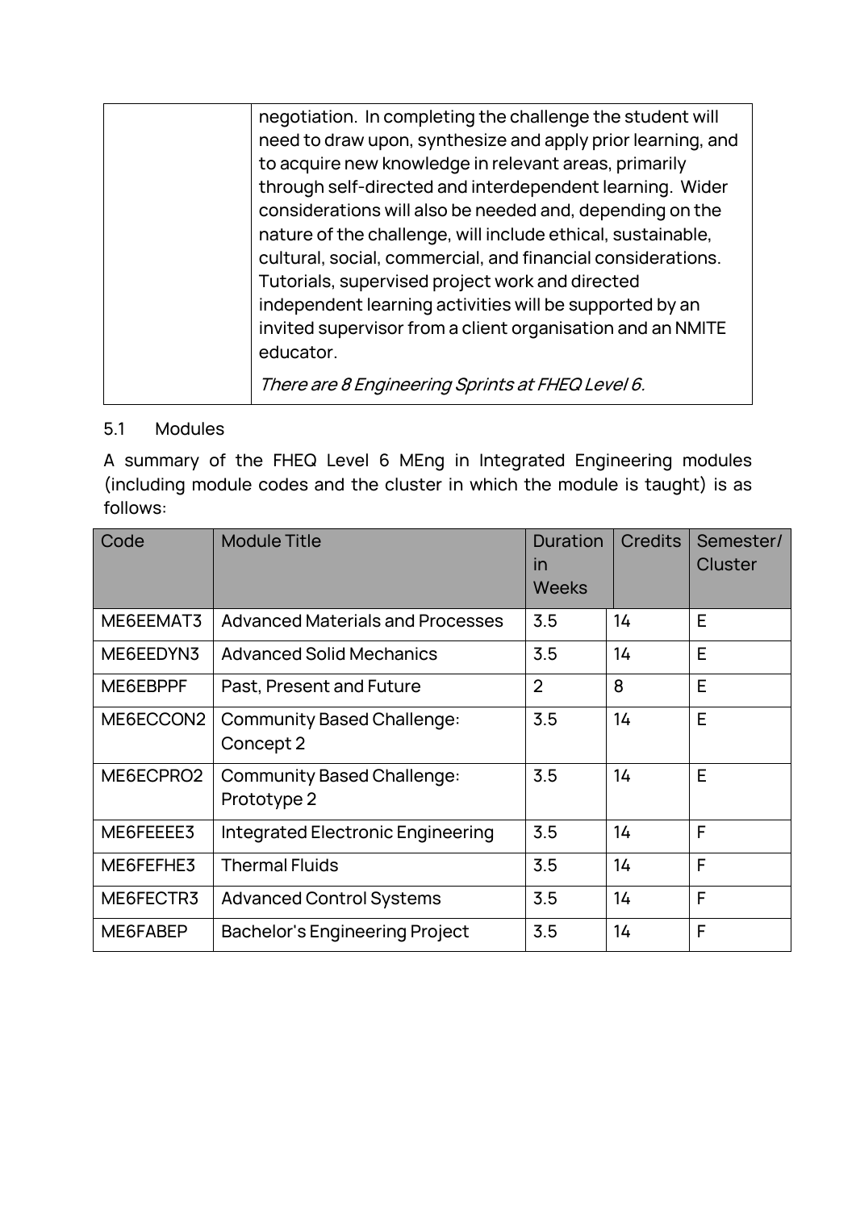| | negotiation. In completing the challenge the student will need to draw upon, synthesize and apply prior learning, and to acquire new knowledge in relevant areas, primarily through self-directed and interdependent learning. Wider considerations will also be needed and, depending on the nature of the challenge, will include ethical, sustainable, cultural, social, commercial, and financial considerations. Tutorials, supervised project work and directed independent learning activities will be supported by an invited supervisor from a client organisation and an NMITE educator.<br><br>*There are 8 Engineering Sprints at FHEQ Level 6.* |
|---|---|

## 5.1 Modules

A summary of the FHEQ Level 6 MEng in Integrated Engineering modules (including module codes and the cluster in which the module is taught) is as follows:

| Code | Module Title | Duration in Weeks | Credits | Semester/ Cluster |
|---|---|---|---|---|
| ME6EEMAT3 | Advanced Materials and Processes | 3.5 | 14 | E |
| ME6EEDYN3 | Advanced Solid Mechanics | 3.5 | 14 | E |
| ME6EBPPF | Past, Present and Future | 2 | 8 | E |
| ME6ECCON2 | Community Based Challenge: Concept 2 | 3.5 | 14 | E |
| ME6ECPRO2 | Community Based Challenge: Prototype 2 | 3.5 | 14 | E |
| ME6FEEEE3 | Integrated Electronic Engineering | 3.5 | 14 | F |
| ME6FEFHE3 | Thermal Fluids | 3.5 | 14 | F |
| ME6FECTR3 | Advanced Control Systems | 3.5 | 14 | F |
| ME6FABEP | Bachelor's Engineering Project | 3.5 | 14 | F |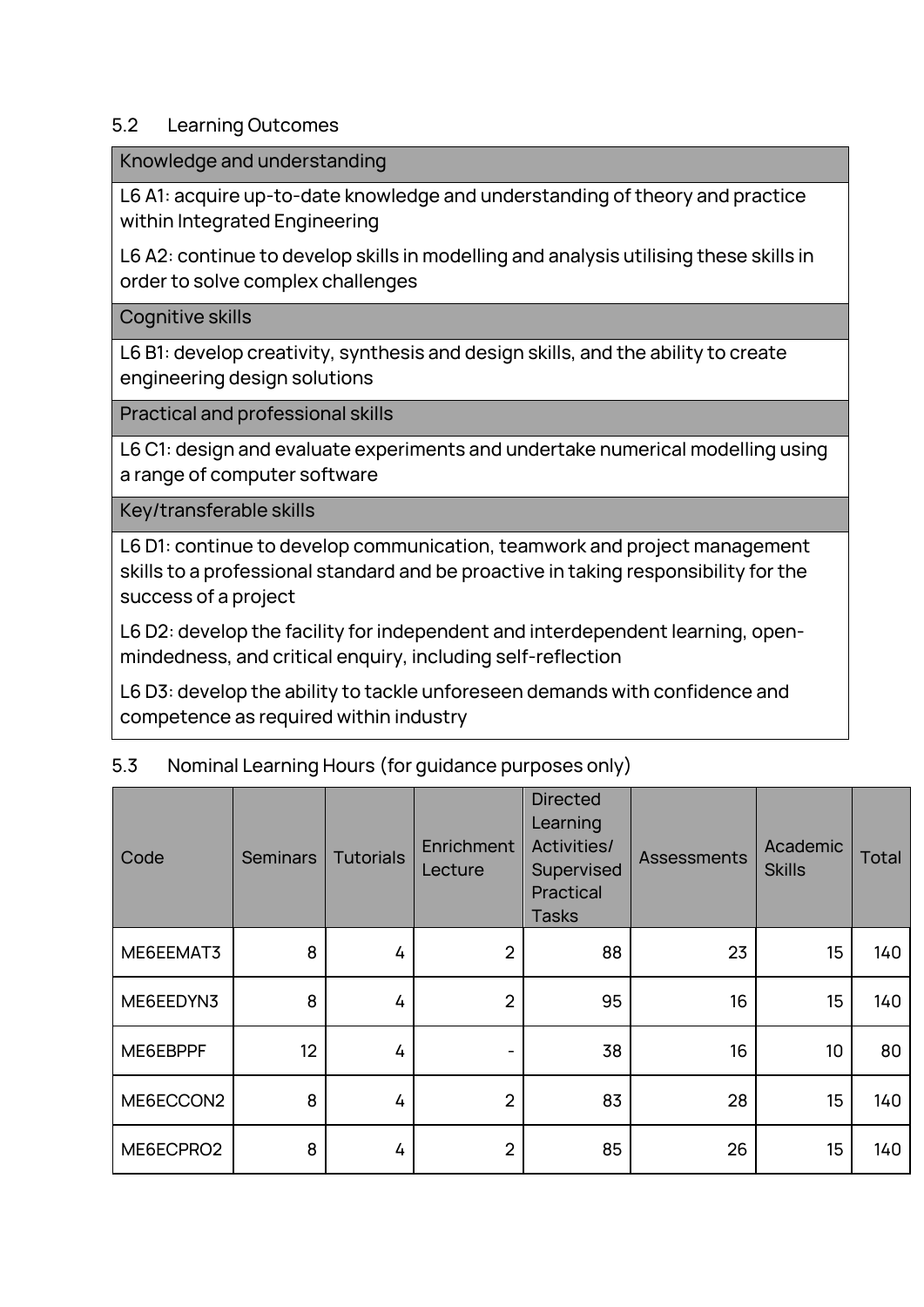### 5.2 Learning Outcomes

| Knowledge and understanding |
|---|
| L6 A1: acquire up-to-date knowledge and understanding of theory and practice within Integrated Engineering |
| L6 A2: continue to develop skills in modelling and analysis utilising these skills in order to solve complex challenges |
| **Cognitive skills** |
| L6 B1: develop creativity, synthesis and design skills, and the ability to create engineering design solutions |
| **Practical and professional skills** |
| L6 C1: design and evaluate experiments and undertake numerical modelling using a range of computer software |
| **Key/transferable skills** |
| L6 D1: continue to develop communication, teamwork and project management skills to a professional standard and be proactive in taking responsibility for the success of a project |
| L6 D2: develop the facility for independent and interdependent learning, open-mindedness, and critical enquiry, including self-reflection |
| L6 D3: develop the ability to tackle unforeseen demands with confidence and competence as required within industry |

### 5.3 Nominal Learning Hours (for guidance purposes only)

| Code | Seminars | Tutorials | Enrichment Lecture | Directed Learning Activities/ Supervised Practical Tasks | Assessments | Academic Skills | Total |
|---|---|---|---|---|---|---|---|
| ME6EEMAT3 | 8 | 4 | 2 | 88 | 23 | 15 | 140 |
| ME6EEDYN3 | 8 | 4 | 2 | 95 | 16 | 15 | 140 |
| ME6EBPPF | 12 | 4 | - | 38 | 16 | 10 | 80 |
| ME6ECCON2 | 8 | 4 | 2 | 83 | 28 | 15 | 140 |
| ME6ECPRO2 | 8 | 4 | 2 | 85 | 26 | 15 | 140 |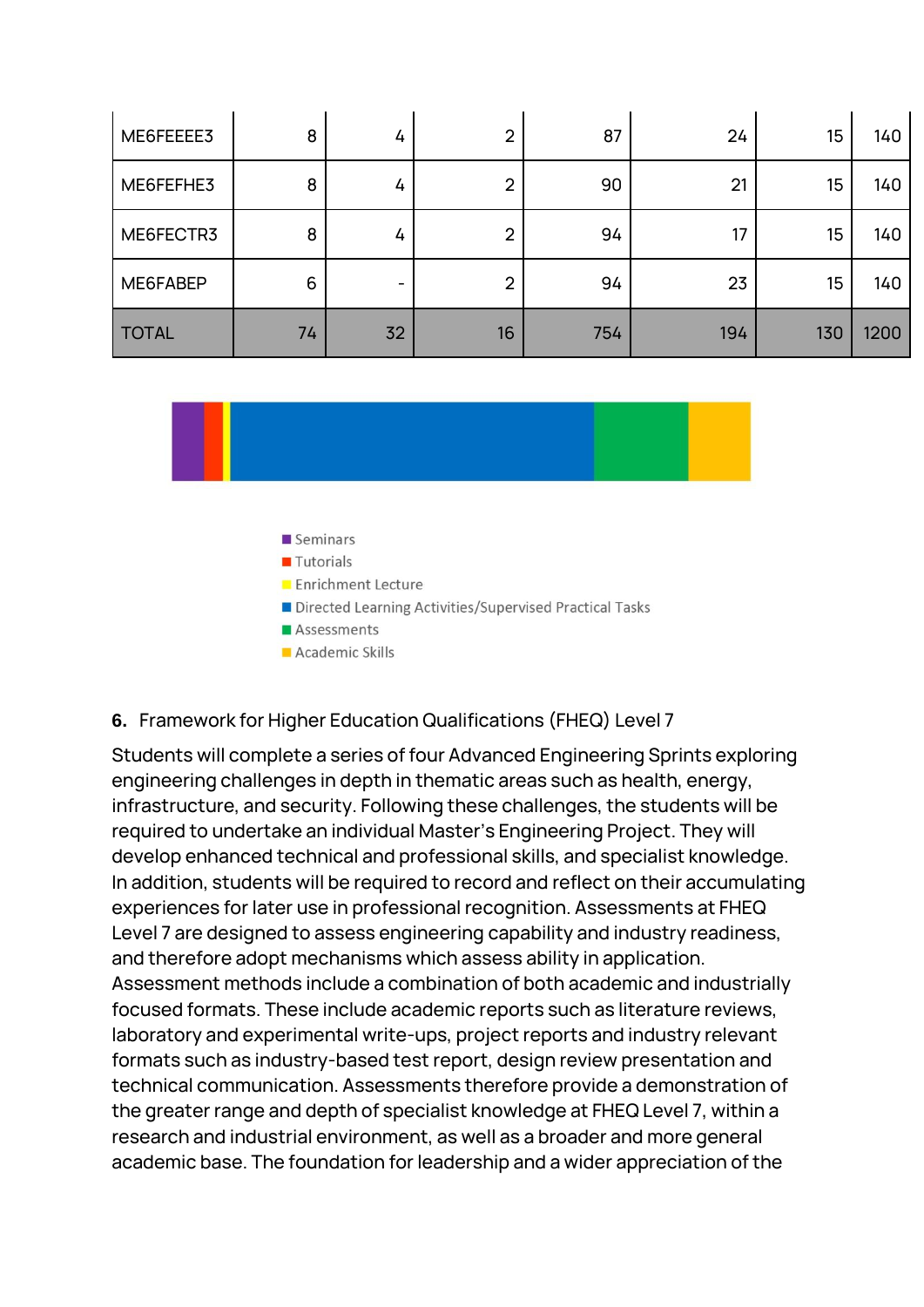| | | | | | | | |
|---|---|---|---|---|---|---|---|
| ME6FEEEE3 | 8 | 4 | 2 | 87 | 24 | 15 | 140 |
| ME6FEFHE3 | 8 | 4 | 2 | 90 | 21 | 15 | 140 |
| ME6FECTR3 | 8 | 4 | 2 | 94 | 17 | 15 | 140 |
| ME6FABEP | 6 | - | 2 | 94 | 23 | 15 | 140 |
| TOTAL | 74 | 32 | 16 | 754 | 194 | 130 | 1200 |

- Seminars
- Tutorials
- Enrichment Lecture
- Directed Learning Activities/Supervised Practical Tasks
- Assessments
- Academic Skills

## 6. Framework for Higher Education Qualifications (FHEQ) Level 7

Students will complete a series of four Advanced Engineering Sprints exploring engineering challenges in depth in thematic areas such as health, energy, infrastructure, and security. Following these challenges, the students will be required to undertake an individual Master's Engineering Project. They will develop enhanced technical and professional skills, and specialist knowledge. In addition, students will be required to record and reflect on their accumulating experiences for later use in professional recognition. Assessments at FHEQ Level 7 are designed to assess engineering capability and industry readiness, and therefore adopt mechanisms which assess ability in application. Assessment methods include a combination of both academic and industrially focused formats. These include academic reports such as literature reviews, laboratory and experimental write-ups, project reports and industry relevant formats such as industry-based test report, design review presentation and technical communication. Assessments therefore provide a demonstration of the greater range and depth of specialist knowledge at FHEQ Level 7, within a research and industrial environment, as well as a broader and more general academic base. The foundation for leadership and a wider appreciation of the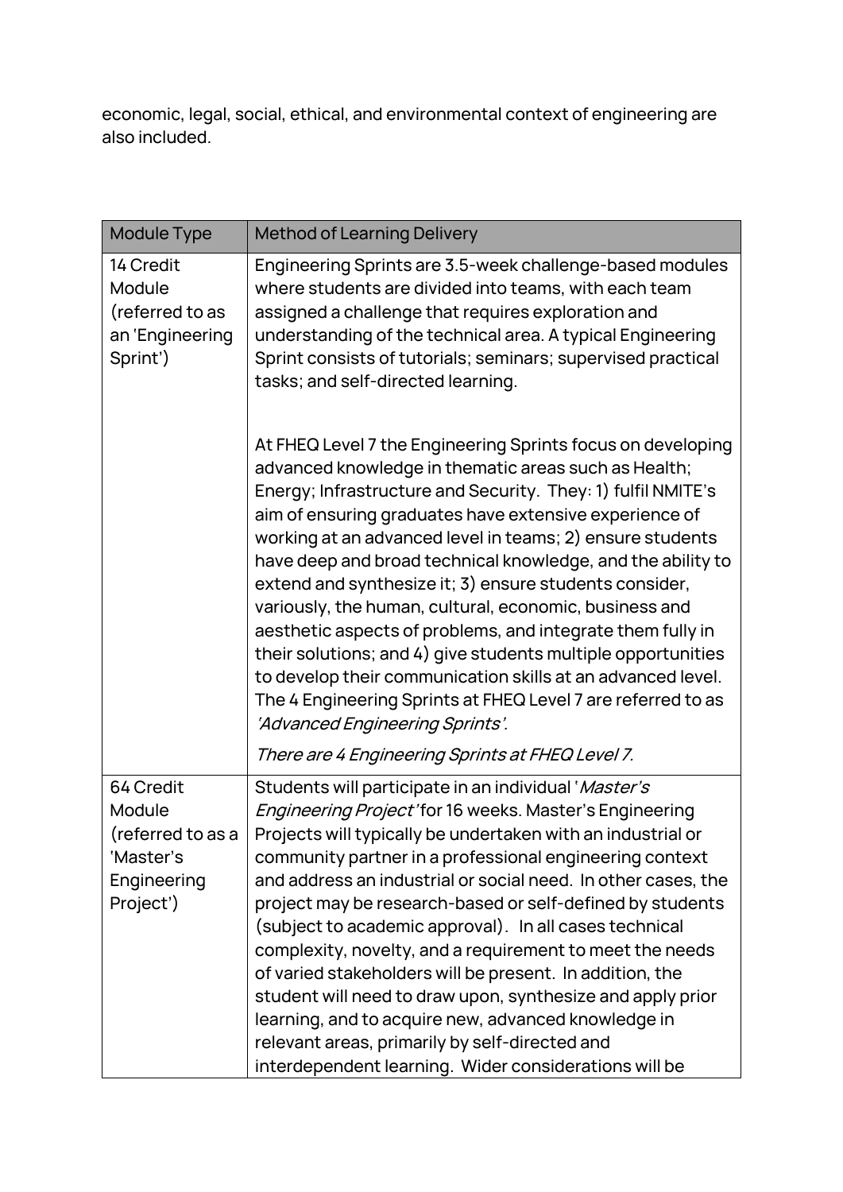economic, legal, social, ethical, and environmental context of engineering are also included.

| Module Type | Method of Learning Delivery |
| --- | --- |
| 14 Credit Module (referred to as an 'Engineering Sprint') | Engineering Sprints are 3.5-week challenge-based modules where students are divided into teams, with each team assigned a challenge that requires exploration and understanding of the technical area. A typical Engineering Sprint consists of tutorials; seminars; supervised practical tasks; and self-directed learning.<br><br>At FHEQ Level 7 the Engineering Sprints focus on developing advanced knowledge in thematic areas such as Health; Energy; Infrastructure and Security. They: 1) fulfil NMITE's aim of ensuring graduates have extensive experience of working at an advanced level in teams; 2) ensure students have deep and broad technical knowledge, and the ability to extend and synthesize it; 3) ensure students consider, variously, the human, cultural, economic, business and aesthetic aspects of problems, and integrate them fully in their solutions; and 4) give students multiple opportunities to develop their communication skills at an advanced level. The 4 Engineering Sprints at FHEQ Level 7 are referred to as *'Advanced Engineering Sprints'*.<br><br>*There are 4 Engineering Sprints at FHEQ Level 7.* |
| 64 Credit Module (referred to as a 'Master's Engineering Project') | Students will participate in an individual '*Master's Engineering Project*' for 16 weeks. Master's Engineering Projects will typically be undertaken with an industrial or community partner in a professional engineering context and address an industrial or social need. In other cases, the project may be research-based or self-defined by students (subject to academic approval). In all cases technical complexity, novelty, and a requirement to meet the needs of varied stakeholders will be present. In addition, the student will need to draw upon, synthesize and apply prior learning, and to acquire new, advanced knowledge in relevant areas, primarily by self-directed and interdependent learning. Wider considerations will be |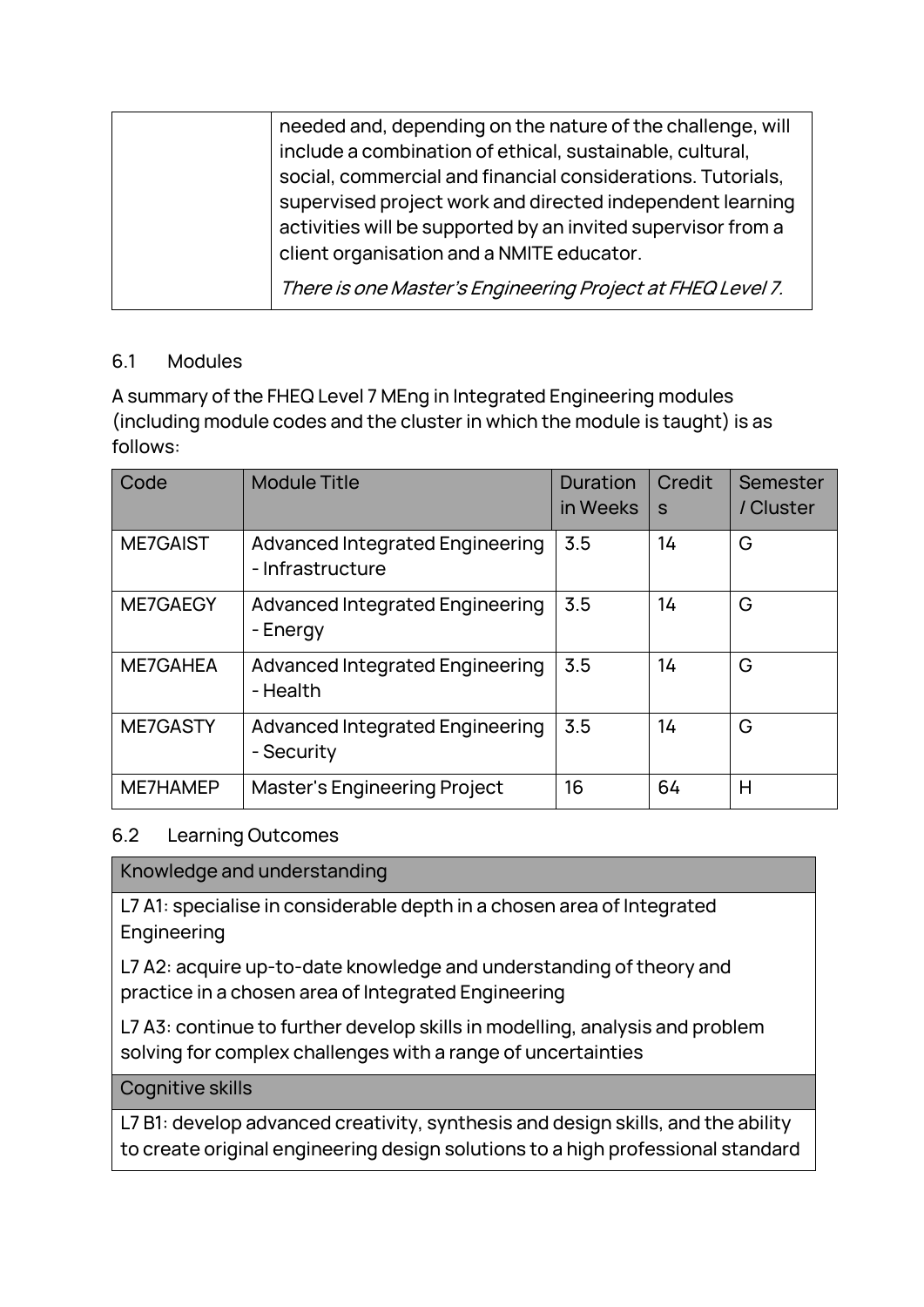| | needed and, depending on the nature of the challenge, will include a combination of ethical, sustainable, cultural, social, commercial and financial considerations. Tutorials, supervised project work and directed independent learning activities will be supported by an invited supervisor from a client organisation and a NMITE educator.<br><br>*There is one Master's Engineering Project at FHEQ Level 7.* |
|---|---|

## 6.1 Modules

A summary of the FHEQ Level 7 MEng in Integrated Engineering modules (including module codes and the cluster in which the module is taught) is as follows:

| Code | Module Title | Duration in Weeks | Credits | Semester / Cluster |
|---|---|---|---|---|
| ME7GAIST | Advanced Integrated Engineering - Infrastructure | 3.5 | 14 | G |
| ME7GAEGY | Advanced Integrated Engineering - Energy | 3.5 | 14 | G |
| ME7GAHEA | Advanced Integrated Engineering - Health | 3.5 | 14 | G |
| ME7GASTY | Advanced Integrated Engineering - Security | 3.5 | 14 | G |
| ME7HAMEP | Master's Engineering Project | 16 | 64 | H |

## 6.2 Learning Outcomes

| Knowledge and understanding |
|---|
| L7 A1: specialise in considerable depth in a chosen area of Integrated Engineering |
| L7 A2: acquire up-to-date knowledge and understanding of theory and practice in a chosen area of Integrated Engineering |
| L7 A3: continue to further develop skills in modelling, analysis and problem solving for complex challenges with a range of uncertainties |
| **Cognitive skills** |
| L7 B1: develop advanced creativity, synthesis and design skills, and the ability to create original engineering design solutions to a high professional standard |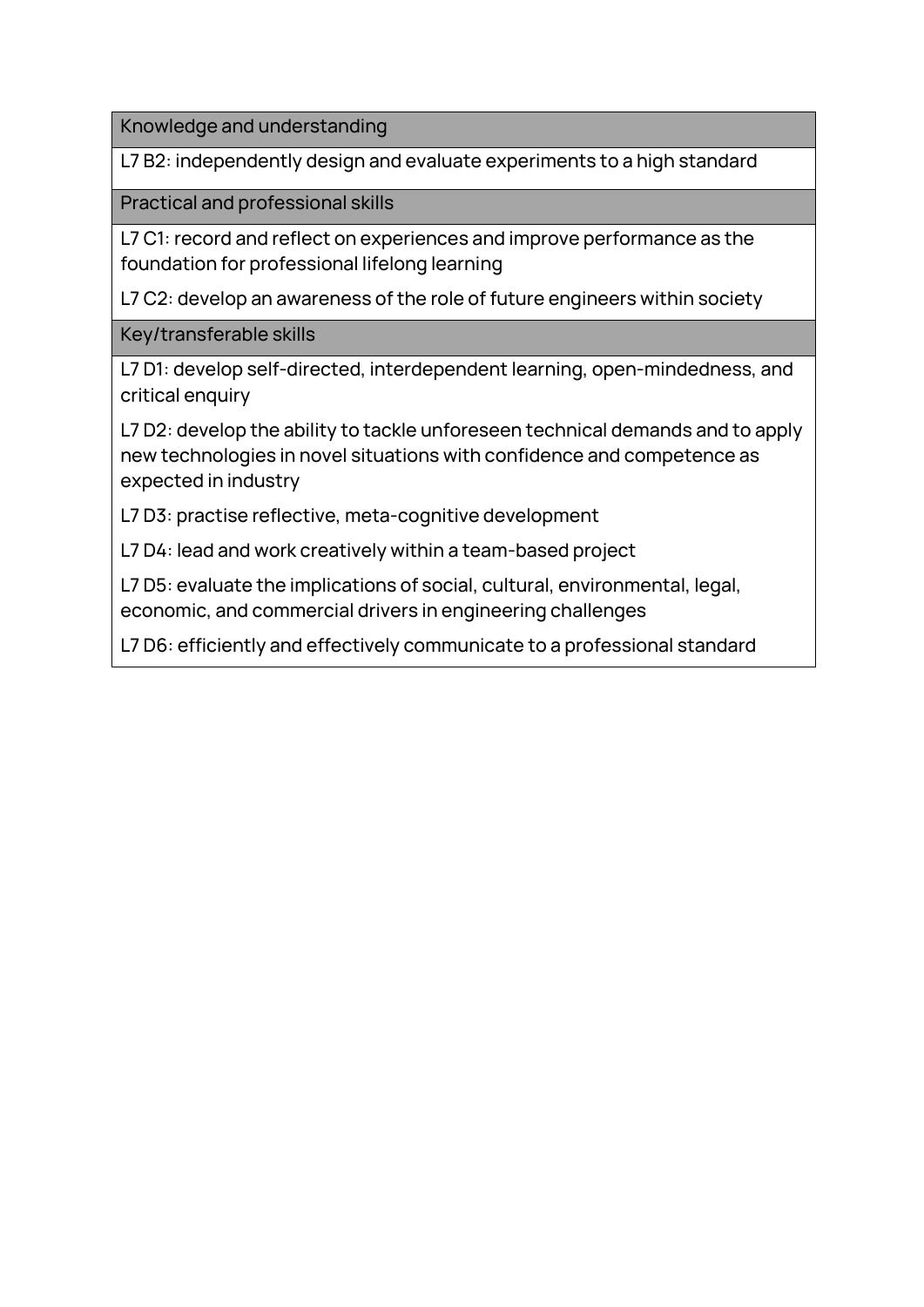| Knowledge and understanding |
| --- |
| L7 B2: independently design and evaluate experiments to a high standard |
| **Practical and professional skills** |
| L7 C1: record and reflect on experiences and improve performance as the foundation for professional lifelong learning<br><br>L7 C2: develop an awareness of the role of future engineers within society |
| **Key/transferable skills** |
| L7 D1: develop self-directed, interdependent learning, open-mindedness, and critical enquiry<br><br>L7 D2: develop the ability to tackle unforeseen technical demands and to apply new technologies in novel situations with confidence and competence as expected in industry<br><br>L7 D3: practise reflective, meta-cognitive development<br><br>L7 D4: lead and work creatively within a team-based project<br><br>L7 D5: evaluate the implications of social, cultural, environmental, legal, economic, and commercial drivers in engineering challenges<br><br>L7 D6: efficiently and effectively communicate to a professional standard |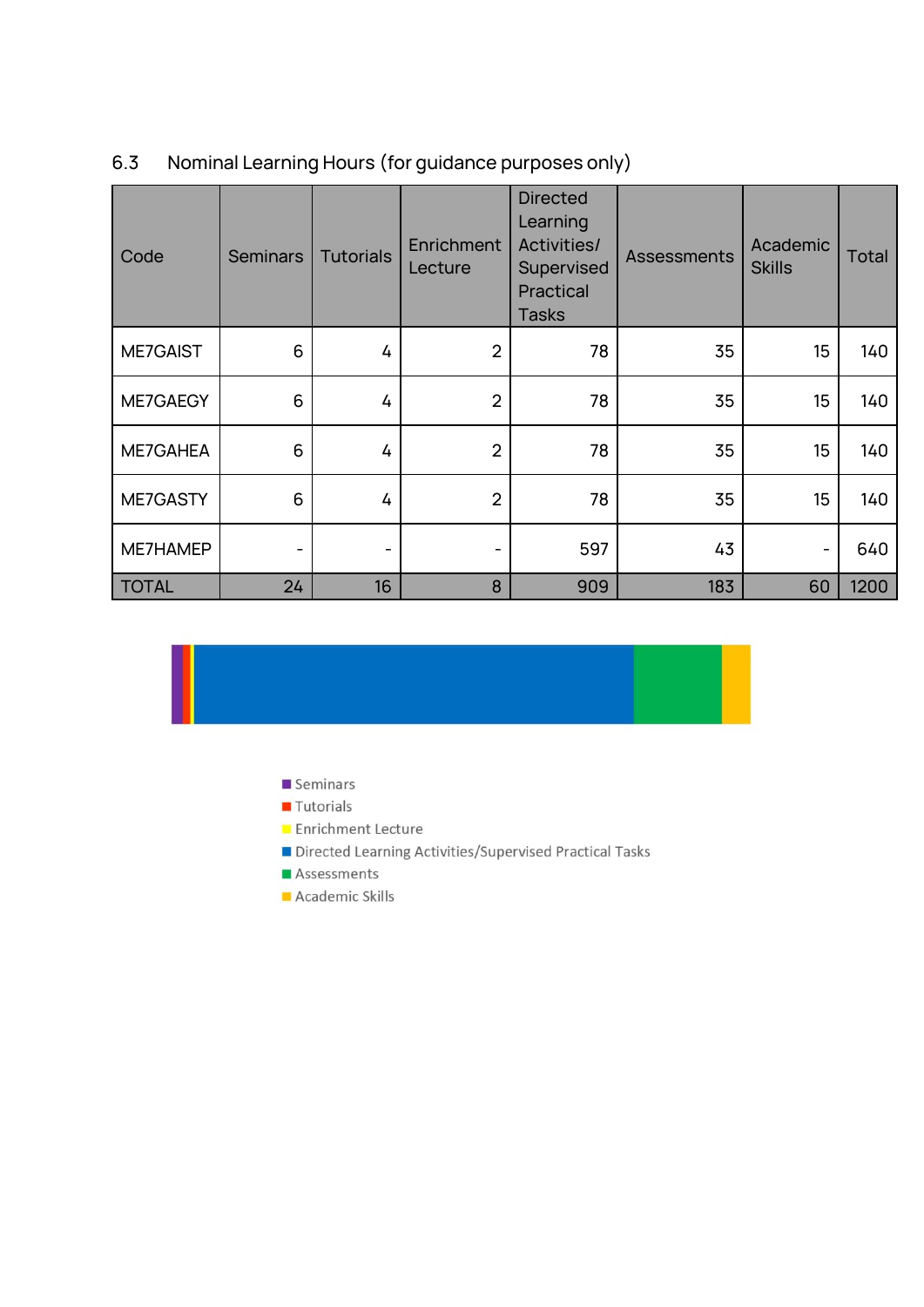## 6.3 Nominal Learning Hours (for guidance purposes only)

| Code | Seminars | Tutorials | Enrichment Lecture | Directed Learning Activities/ Supervised Practical Tasks | Assessments | Academic Skills | Total |
|---|---|---|---|---|---|---|---|
| ME7GAIST | 6 | 4 | 2 | 78 | 35 | 15 | 140 |
| ME7GAEGY | 6 | 4 | 2 | 78 | 35 | 15 | 140 |
| ME7GAHEA | 6 | 4 | 2 | 78 | 35 | 15 | 140 |
| ME7GASTY | 6 | 4 | 2 | 78 | 35 | 15 | 140 |
| ME7HAMEP | - | - | - | 597 | 43 | - | 640 |
| TOTAL | 24 | 16 | 8 | 909 | 183 | 60 | 1200 |

- Seminars
- Tutorials
- Enrichment Lecture
- Directed Learning Activities/Supervised Practical Tasks
- Assessments
- Academic Skills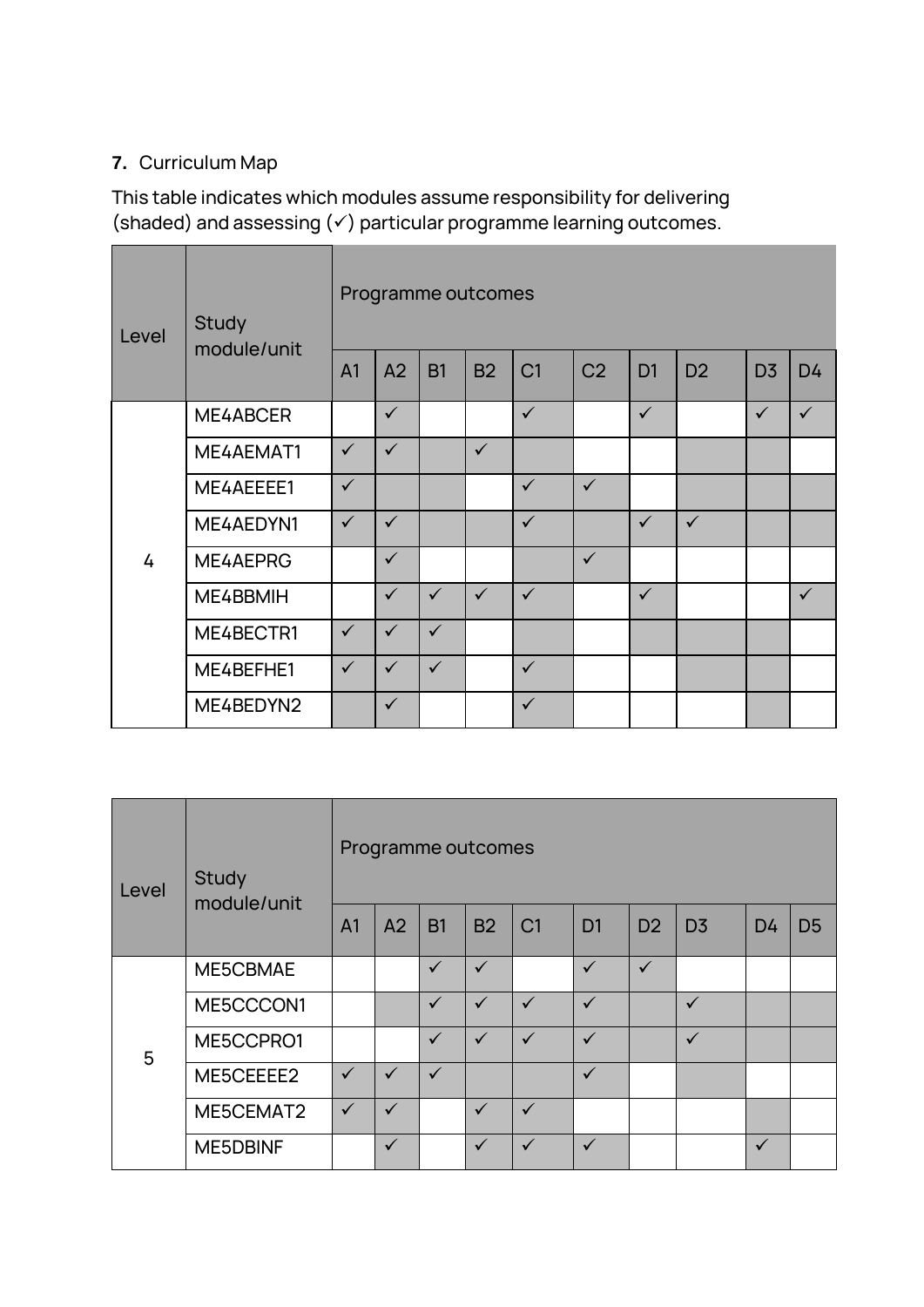**7.** Curriculum Map

This table indicates which modules assume responsibility for delivering (shaded) and assessing (✓) particular programme learning outcomes.

| Level | Study module/unit | Programme outcomes | | | | | | | | | |
|---|---|---|---|---|---|---|---|---|---|---|---|
| | | A1 | A2 | B1 | B2 | C1 | C2 | D1 | D2 | D3 | D4 |
| 4 | ME4ABCER | | ✓ | | | ✓ | | ✓ | | ✓ | ✓ |
| | ME4AEMAT1 | ✓ | ✓ | | ✓ | | | | | | |
| | ME4AEEEE1 | ✓ | | | | ✓ | ✓ | | | | |
| | ME4AEDYN1 | ✓ | ✓ | | | ✓ | | ✓ | ✓ | | |
| | ME4AEPRG | | ✓ | | | | ✓ | | | | |
| | ME4BBMIH | | ✓ | ✓ | ✓ | ✓ | | ✓ | | | ✓ |
| | ME4BECTR1 | ✓ | ✓ | ✓ | | | | | | | |
| | ME4BEFHE1 | ✓ | ✓ | ✓ | | ✓ | | | | | |
| | ME4BEDYN2 | | ✓ | | | ✓ | | | | | |

| Level | Study module/unit | Programme outcomes | | | | | | | | | |
|---|---|---|---|---|---|---|---|---|---|---|---|
| | | A1 | A2 | B1 | B2 | C1 | D1 | D2 | D3 | D4 | D5 |
| 5 | ME5CBMAE | | | ✓ | ✓ | | ✓ | ✓ | | | |
| | ME5CCCON1 | | | ✓ | ✓ | ✓ | ✓ | | ✓ | | |
| | ME5CCPRO1 | | | ✓ | ✓ | ✓ | ✓ | | ✓ | | |
| | ME5CEEEE2 | ✓ | ✓ | ✓ | | | ✓ | | | | |
| | ME5CEMAT2 | ✓ | ✓ | | ✓ | ✓ | | | | | |
| | ME5DBINF | | ✓ | | ✓ | ✓ | ✓ | | | ✓ | |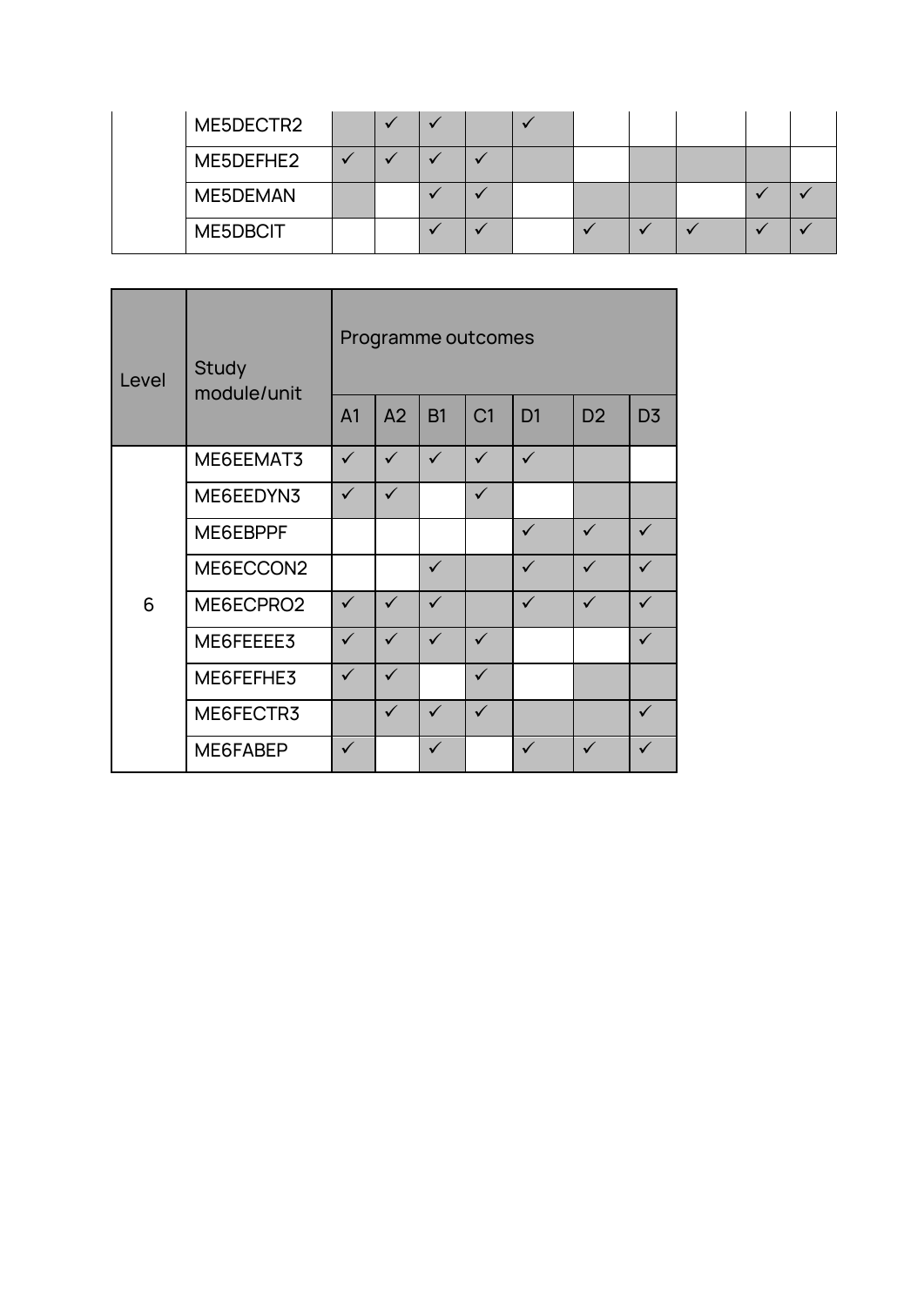| | | | | | | | | | | | |
|---|---|---|---|---|---|---|---|---|---|---|---|
| | ME5DECTR2 | | ✓ | ✓ | | ✓ | | | | | |
| | ME5DEFHE2 | ✓ | ✓ | ✓ | ✓ | | | | | | |
| | ME5DEMAN | | | ✓ | ✓ | | | | | ✓ | ✓ |
| | ME5DBCIT | | | ✓ | ✓ | | ✓ | ✓ | ✓ | ✓ | ✓ |

| Level | Study module/unit | Programme outcomes | | | | | | |
|---|---|---|---|---|---|---|---|---|
| | | A1 | A2 | B1 | C1 | D1 | D2 | D3 |
| 6 | ME6EEMAT3 | ✓ | ✓ | ✓ | ✓ | ✓ | | |
| | ME6EEDYN3 | ✓ | ✓ | | ✓ | | | |
| | ME6EBPPF | | | | | ✓ | ✓ | ✓ |
| | ME6ECCON2 | | | ✓ | | ✓ | ✓ | ✓ |
| | ME6ECPRO2 | ✓ | ✓ | ✓ | | ✓ | ✓ | ✓ |
| | ME6FEEEE3 | ✓ | ✓ | ✓ | ✓ | | | ✓ |
| | ME6FEFHE3 | ✓ | ✓ | | ✓ | | | |
| | ME6FECTR3 | | ✓ | ✓ | ✓ | | | ✓ |
| | ME6FABEP | ✓ | | ✓ | | ✓ | ✓ | ✓ |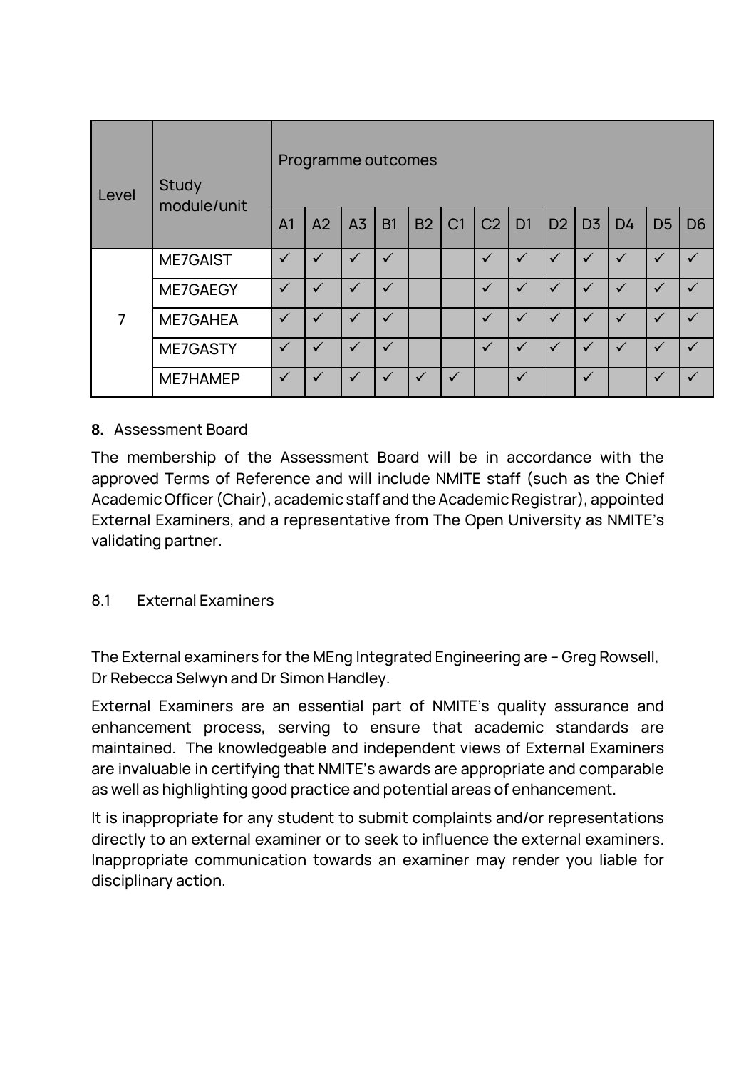| Level | Study module/unit | Programme outcomes | | | | | | | | | | | | |
|---|---|---|---|---|---|---|---|---|---|---|---|---|---|---|
| | | A1 | A2 | A3 | B1 | B2 | C1 | C2 | D1 | D2 | D3 | D4 | D5 | D6 |
| 7 | ME7GAIST | ✓ | ✓ | ✓ | ✓ | | | ✓ | ✓ | ✓ | ✓ | ✓ | ✓ | ✓ |
| | ME7GAEGY | ✓ | ✓ | ✓ | ✓ | | | ✓ | ✓ | ✓ | ✓ | ✓ | ✓ | ✓ |
| | ME7GAHEA | ✓ | ✓ | ✓ | ✓ | | | ✓ | ✓ | ✓ | ✓ | ✓ | ✓ | ✓ |
| | ME7GASTY | ✓ | ✓ | ✓ | ✓ | | | ✓ | ✓ | ✓ | ✓ | ✓ | ✓ | ✓ |
| | ME7HAMEP | ✓ | ✓ | ✓ | ✓ | ✓ | ✓ | | ✓ | | ✓ | | ✓ | ✓ |

## 8. Assessment Board

The membership of the Assessment Board will be in accordance with the approved Terms of Reference and will include NMITE staff (such as the Chief Academic Officer (Chair), academic staff and the Academic Registrar), appointed External Examiners, and a representative from The Open University as NMITE's validating partner.

### 8.1 External Examiners

The External examiners for the MEng Integrated Engineering are – Greg Rowsell, Dr Rebecca Selwyn and Dr Simon Handley.

External Examiners are an essential part of NMITE's quality assurance and enhancement process, serving to ensure that academic standards are maintained. The knowledgeable and independent views of External Examiners are invaluable in certifying that NMITE's awards are appropriate and comparable as well as highlighting good practice and potential areas of enhancement.

It is inappropriate for any student to submit complaints and/or representations directly to an external examiner or to seek to influence the external examiners. Inappropriate communication towards an examiner may render you liable for disciplinary action.